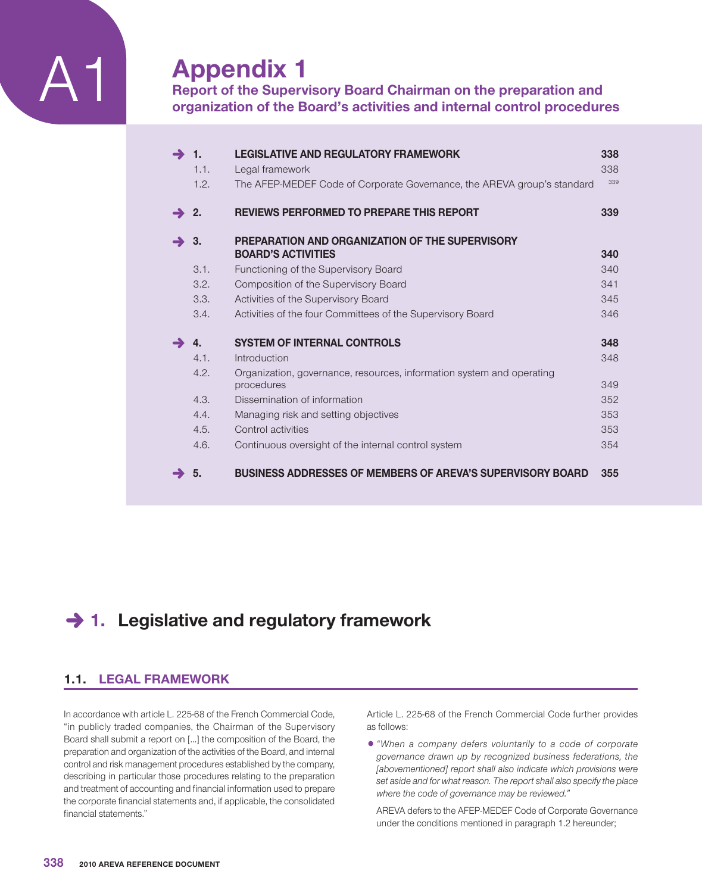# A1 Appendix 1

## Report of the Supervisory Board Chairman on the preparation and organization of the Board's activities and internal control procedures

| | | | |
|---|---|---|---|
| ➔ | **1.** | **LEGISLATIVE AND REGULATORY FRAMEWORK** | **338** |
| | 1.1. | Legal framework | 338 |
| | 1.2. | The AFEP-MEDEF Code of Corporate Governance, the AREVA group's standard | 339 |
| ➔ | **2.** | **REVIEWS PERFORMED TO PREPARE THIS REPORT** | **339** |
| ➔ | **3.** | **PREPARATION AND ORGANIZATION OF THE SUPERVISORY BOARD'S ACTIVITIES** | **340** |
| | 3.1. | Functioning of the Supervisory Board | 340 |
| | 3.2. | Composition of the Supervisory Board | 341 |
| | 3.3. | Activities of the Supervisory Board | 345 |
| | 3.4. | Activities of the four Committees of the Supervisory Board | 346 |
| ➔ | **4.** | **SYSTEM OF INTERNAL CONTROLS** | **348** |
| | 4.1. | Introduction | 348 |
| | 4.2. | Organization, governance, resources, information system and operating procedures | 349 |
| | 4.3. | Dissemination of information | 352 |
| | 4.4. | Managing risk and setting objectives | 353 |
| | 4.5. | Control activities | 353 |
| | 4.6. | Continuous oversight of the internal control system | 354 |
| ➔ | **5.** | **BUSINESS ADDRESSES OF MEMBERS OF AREVA'S SUPERVISORY BOARD** | **355** |

## 1. Legislative and regulatory framework

### 1.1. LEGAL FRAMEWORK

In accordance with article L. 225-68 of the French Commercial Code, "in publicly traded companies, the Chairman of the Supervisory Board shall submit a report on [...] the composition of the Board, the preparation and organization of the activities of the Board, and internal control and risk management procedures established by the company, describing in particular those procedures relating to the preparation and treatment of accounting and financial information used to prepare the corporate financial statements and, if applicable, the consolidated financial statements."

Article L. 225-68 of the French Commercial Code further provides as follows:

- *"When a company defers voluntarily to a code of corporate governance drawn up by recognized business federations, the [abovementioned] report shall also indicate which provisions were set aside and for what reason. The report shall also specify the place where the code of governance may be reviewed."*

  AREVA defers to the AFEP-MEDEF Code of Corporate Governance under the conditions mentioned in paragraph 1.2 hereunder;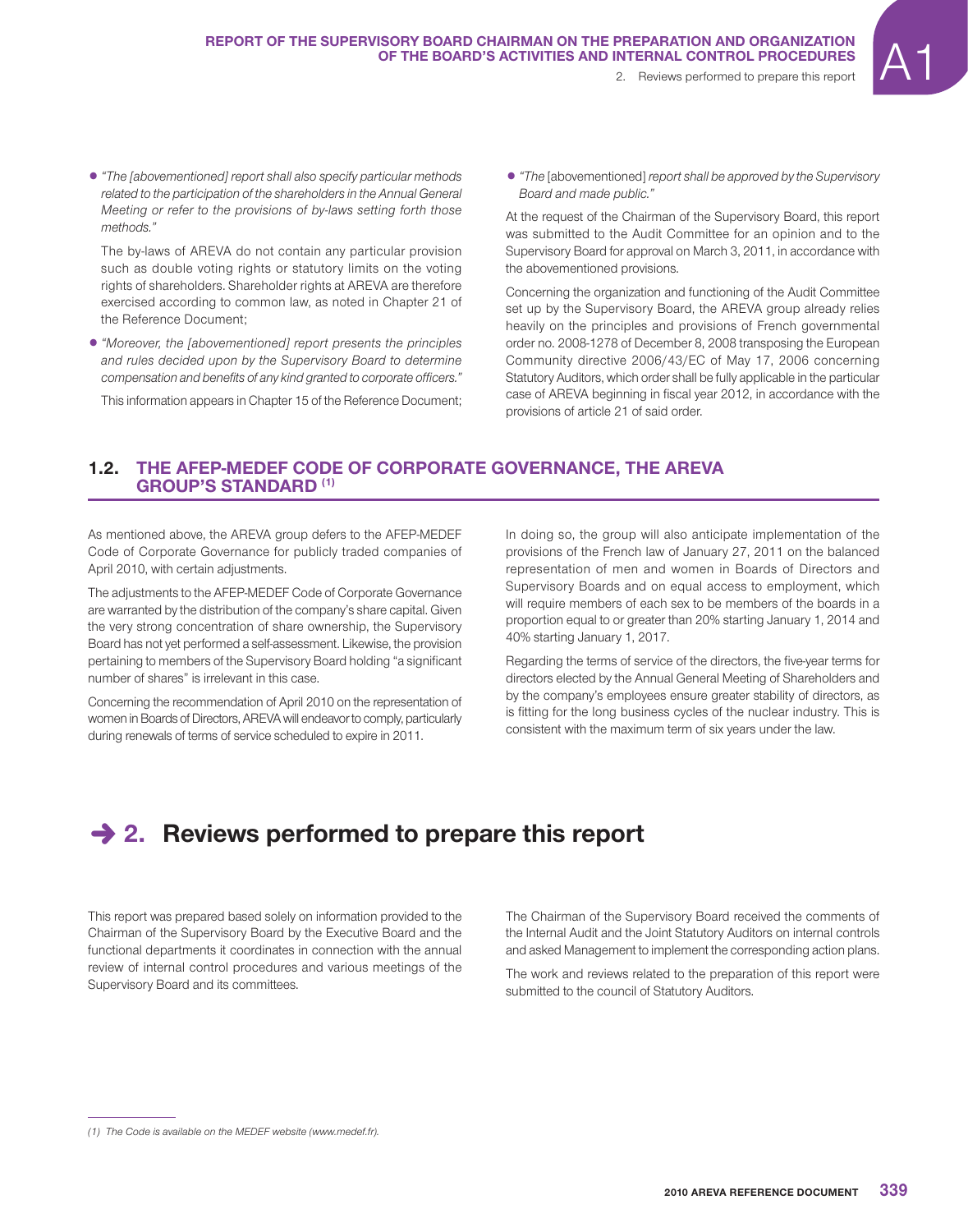- *"The [abovementioned] report shall also specify particular methods related to the participation of the shareholders in the Annual General Meeting or refer to the provisions of by-laws setting forth those methods."*

  The by-laws of AREVA do not contain any particular provision such as double voting rights or statutory limits on the voting rights of shareholders. Shareholder rights at AREVA are therefore exercised according to common law, as noted in Chapter 21 of the Reference Document;

- *"Moreover, the [abovementioned] report presents the principles and rules decided upon by the Supervisory Board to determine compensation and benefits of any kind granted to corporate officers."*

  This information appears in Chapter 15 of the Reference Document;

- *"The* [abovementioned] *report shall be approved by the Supervisory Board and made public."*

At the request of the Chairman of the Supervisory Board, this report was submitted to the Audit Committee for an opinion and to the Supervisory Board for approval on March 3, 2011, in accordance with the abovementioned provisions.

Concerning the organization and functioning of the Audit Committee set up by the Supervisory Board, the AREVA group already relies heavily on the principles and provisions of French governmental order no. 2008-1278 of December 8, 2008 transposing the European Community directive 2006/43/EC of May 17, 2006 concerning Statutory Auditors, which order shall be fully applicable in the particular case of AREVA beginning in fiscal year 2012, in accordance with the provisions of article 21 of said order.

### 1.2. THE AFEP-MEDEF CODE OF CORPORATE GOVERNANCE, THE AREVA GROUP'S STANDARD [1]

As mentioned above, the AREVA group defers to the AFEP-MEDEF Code of Corporate Governance for publicly traded companies of April 2010, with certain adjustments.

The adjustments to the AFEP-MEDEF Code of Corporate Governance are warranted by the distribution of the company's share capital. Given the very strong concentration of share ownership, the Supervisory Board has not yet performed a self-assessment. Likewise, the provision pertaining to members of the Supervisory Board holding "a significant number of shares" is irrelevant in this case.

Concerning the recommendation of April 2010 on the representation of women in Boards of Directors, AREVA will endeavor to comply, particularly during renewals of terms of service scheduled to expire in 2011.

In doing so, the group will also anticipate implementation of the provisions of the French law of January 27, 2011 on the balanced representation of men and women in Boards of Directors and Supervisory Boards and on equal access to employment, which will require members of each sex to be members of the boards in a proportion equal to or greater than 20% starting January 1, 2014 and 40% starting January 1, 2017.

Regarding the terms of service of the directors, the five-year terms for directors elected by the Annual General Meeting of Shareholders and by the company's employees ensure greater stability of directors, as is fitting for the long business cycles of the nuclear industry. This is consistent with the maximum term of six years under the law.

## 2. Reviews performed to prepare this report

This report was prepared based solely on information provided to the Chairman of the Supervisory Board by the Executive Board and the functional departments it coordinates in connection with the annual review of internal control procedures and various meetings of the Supervisory Board and its committees.

The Chairman of the Supervisory Board received the comments of the Internal Audit and the Joint Statutory Auditors on internal controls and asked Management to implement the corresponding action plans.

The work and reviews related to the preparation of this report were submitted to the council of Statutory Auditors.

*(1) The Code is available on the MEDEF website (www.medef.fr).*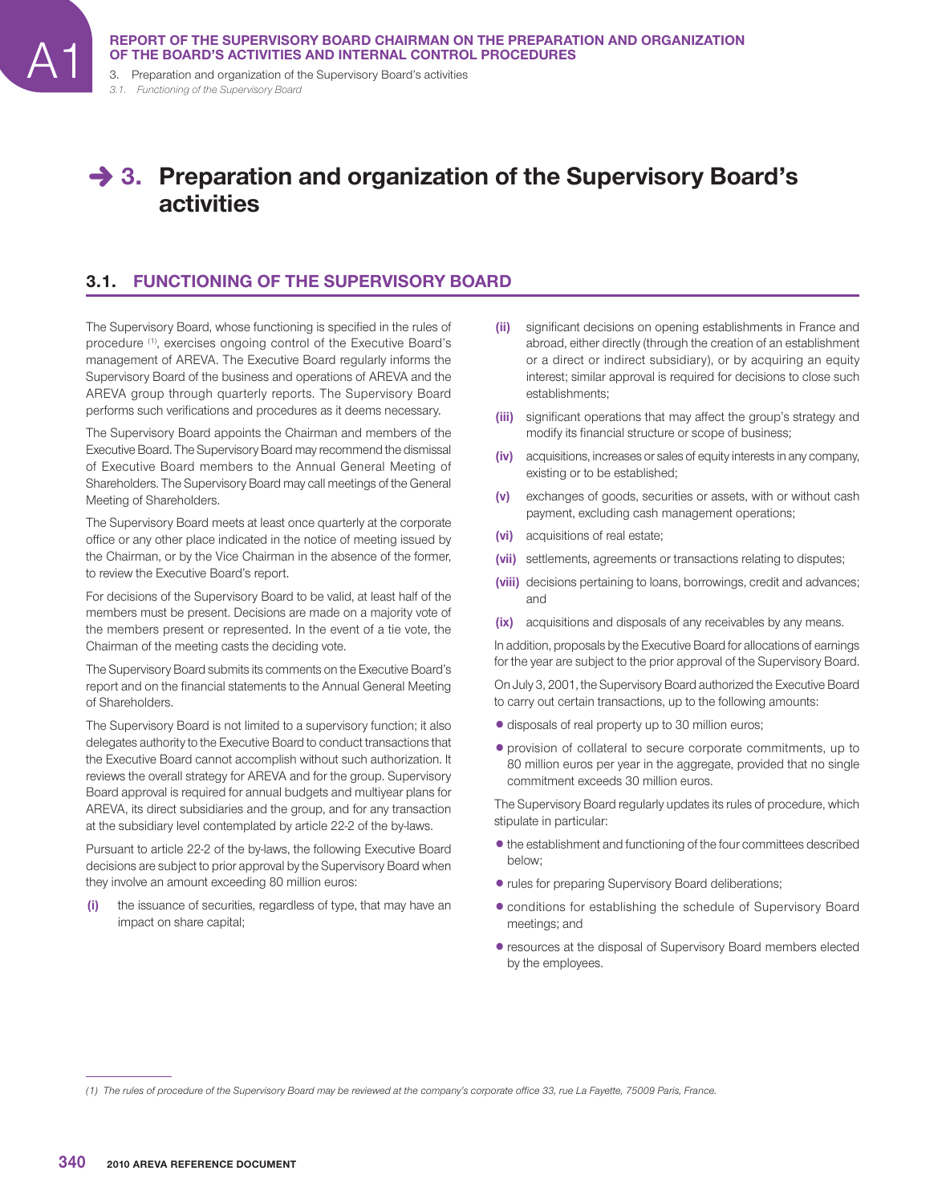# 3. Preparation and organization of the Supervisory Board's activities

## 3.1. FUNCTIONING OF THE SUPERVISORY BOARD

The Supervisory Board, whose functioning is specified in the rules of procedure [1], exercises ongoing control of the Executive Board's management of AREVA. The Executive Board regularly informs the Supervisory Board of the business and operations of AREVA and the AREVA group through quarterly reports. The Supervisory Board performs such verifications and procedures as it deems necessary.

The Supervisory Board appoints the Chairman and members of the Executive Board. The Supervisory Board may recommend the dismissal of Executive Board members to the Annual General Meeting of Shareholders. The Supervisory Board may call meetings of the General Meeting of Shareholders.

The Supervisory Board meets at least once quarterly at the corporate office or any other place indicated in the notice of meeting issued by the Chairman, or by the Vice Chairman in the absence of the former, to review the Executive Board's report.

For decisions of the Supervisory Board to be valid, at least half of the members must be present. Decisions are made on a majority vote of the members present or represented. In the event of a tie vote, the Chairman of the meeting casts the deciding vote.

The Supervisory Board submits its comments on the Executive Board's report and on the financial statements to the Annual General Meeting of Shareholders.

The Supervisory Board is not limited to a supervisory function; it also delegates authority to the Executive Board to conduct transactions that the Executive Board cannot accomplish without such authorization. It reviews the overall strategy for AREVA and for the group. Supervisory Board approval is required for annual budgets and multiyear plans for AREVA, its direct subsidiaries and the group, and for any transaction at the subsidiary level contemplated by article 22-2 of the by-laws.

Pursuant to article 22-2 of the by-laws, the following Executive Board decisions are subject to prior approval by the Supervisory Board when they involve an amount exceeding 80 million euros:

**(i)** the issuance of securities, regardless of type, that may have an impact on share capital;

**(ii)** significant decisions on opening establishments in France and abroad, either directly (through the creation of an establishment or a direct or indirect subsidiary), or by acquiring an equity interest; similar approval is required for decisions to close such establishments;

**(iii)** significant operations that may affect the group's strategy and modify its financial structure or scope of business;

**(iv)** acquisitions, increases or sales of equity interests in any company, existing or to be established;

**(v)** exchanges of goods, securities or assets, with or without cash payment, excluding cash management operations;

**(vi)** acquisitions of real estate;

**(vii)** settlements, agreements or transactions relating to disputes;

**(viii)** decisions pertaining to loans, borrowings, credit and advances; and

**(ix)** acquisitions and disposals of any receivables by any means.

In addition, proposals by the Executive Board for allocations of earnings for the year are subject to the prior approval of the Supervisory Board.

On July 3, 2001, the Supervisory Board authorized the Executive Board to carry out certain transactions, up to the following amounts:

- disposals of real property up to 30 million euros;
- provision of collateral to secure corporate commitments, up to 80 million euros per year in the aggregate, provided that no single commitment exceeds 30 million euros.

The Supervisory Board regularly updates its rules of procedure, which stipulate in particular:

- the establishment and functioning of the four committees described below;
- rules for preparing Supervisory Board deliberations;
- conditions for establishing the schedule of Supervisory Board meetings; and
- resources at the disposal of Supervisory Board members elected by the employees.

*(1) The rules of procedure of the Supervisory Board may be reviewed at the company's corporate office 33, rue La Fayette, 75009 Paris, France.*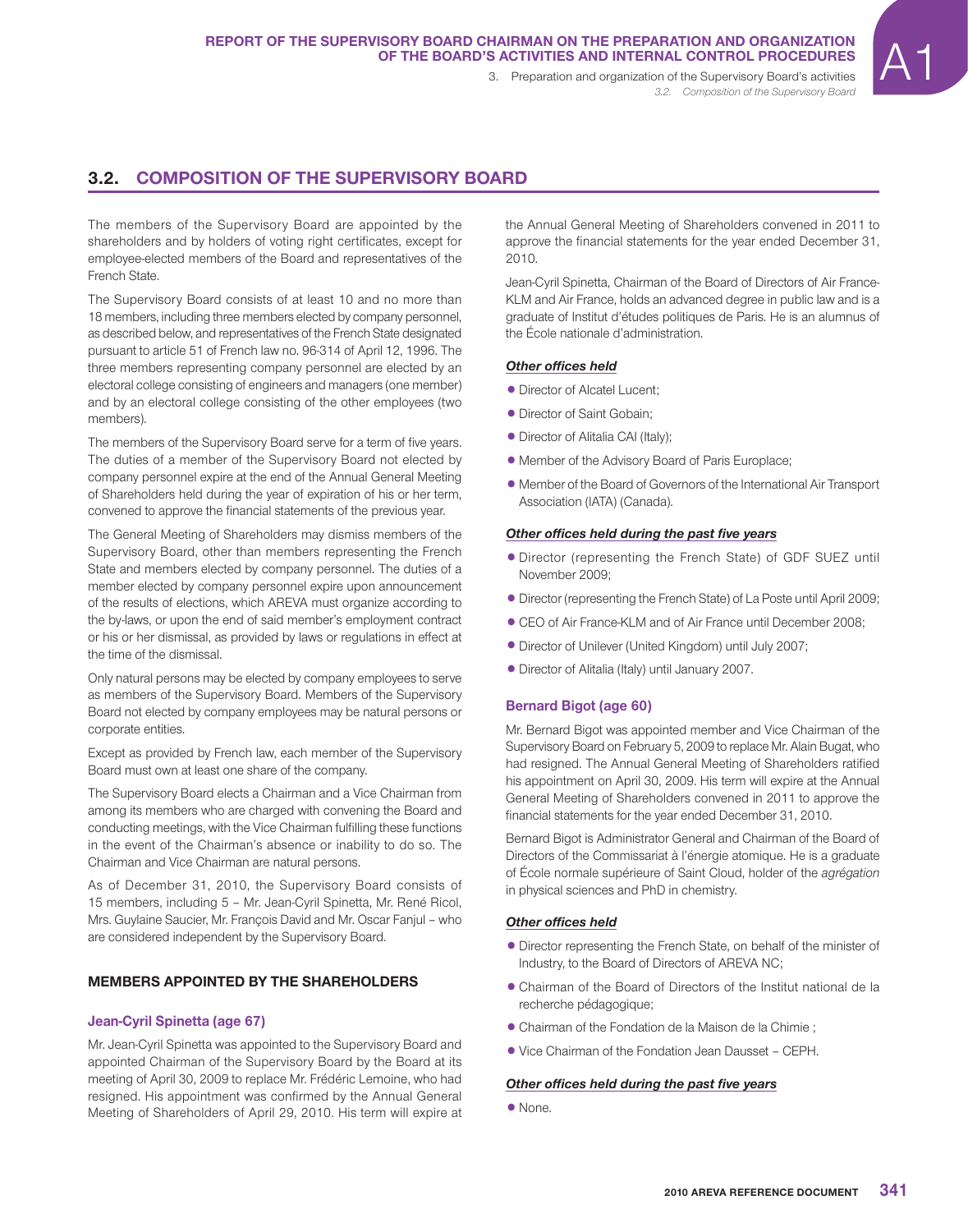## 3.2. COMPOSITION OF THE SUPERVISORY BOARD

The members of the Supervisory Board are appointed by the shareholders and by holders of voting right certificates, except for employee-elected members of the Board and representatives of the French State.

The Supervisory Board consists of at least 10 and no more than 18 members, including three members elected by company personnel, as described below, and representatives of the French State designated pursuant to article 51 of French law no. 96-314 of April 12, 1996. The three members representing company personnel are elected by an electoral college consisting of engineers and managers (one member) and by an electoral college consisting of the other employees (two members).

The members of the Supervisory Board serve for a term of five years. The duties of a member of the Supervisory Board not elected by company personnel expire at the end of the Annual General Meeting of Shareholders held during the year of expiration of his or her term, convened to approve the financial statements of the previous year.

The General Meeting of Shareholders may dismiss members of the Supervisory Board, other than members representing the French State and members elected by company personnel. The duties of a member elected by company personnel expire upon announcement of the results of elections, which AREVA must organize according to the by-laws, or upon the end of said member's employment contract or his or her dismissal, as provided by laws or regulations in effect at the time of the dismissal.

Only natural persons may be elected by company employees to serve as members of the Supervisory Board. Members of the Supervisory Board not elected by company employees may be natural persons or corporate entities.

Except as provided by French law, each member of the Supervisory Board must own at least one share of the company.

The Supervisory Board elects a Chairman and a Vice Chairman from among its members who are charged with convening the Board and conducting meetings, with the Vice Chairman fulfilling these functions in the event of the Chairman's absence or inability to do so. The Chairman and Vice Chairman are natural persons.

As of December 31, 2010, the Supervisory Board consists of 15 members, including 5 – Mr. Jean-Cyril Spinetta, Mr. René Ricol, Mrs. Guylaine Saucier, Mr. François David and Mr. Oscar Fanjul – who are considered independent by the Supervisory Board.

### MEMBERS APPOINTED BY THE SHAREHOLDERS

#### Jean-Cyril Spinetta (age 67)

Mr. Jean-Cyril Spinetta was appointed to the Supervisory Board and appointed Chairman of the Supervisory Board by the Board at its meeting of April 30, 2009 to replace Mr. Frédéric Lemoine, who had resigned. His appointment was confirmed by the Annual General Meeting of Shareholders of April 29, 2010. His term will expire at the Annual General Meeting of Shareholders convened in 2011 to approve the financial statements for the year ended December 31, 2010.

Jean-Cyril Spinetta, Chairman of the Board of Directors of Air France-KLM and Air France, holds an advanced degree in public law and is a graduate of Institut d'études politiques de Paris. He is an alumnus of the École nationale d'administration.

***Other offices held***

- Director of Alcatel Lucent;
- Director of Saint Gobain;
- Director of Alitalia CAI (Italy);
- Member of the Advisory Board of Paris Europlace;
- Member of the Board of Governors of the International Air Transport Association (IATA) (Canada).

***Other offices held during the past five years***

- Director (representing the French State) of GDF SUEZ until November 2009;
- Director (representing the French State) of La Poste until April 2009;
- CEO of Air France-KLM and of Air France until December 2008;
- Director of Unilever (United Kingdom) until July 2007;
- Director of Alitalia (Italy) until January 2007.

#### Bernard Bigot (age 60)

Mr. Bernard Bigot was appointed member and Vice Chairman of the Supervisory Board on February 5, 2009 to replace Mr. Alain Bugat, who had resigned. The Annual General Meeting of Shareholders ratified his appointment on April 30, 2009. His term will expire at the Annual General Meeting of Shareholders convened in 2011 to approve the financial statements for the year ended December 31, 2010.

Bernard Bigot is Administrator General and Chairman of the Board of Directors of the Commissariat à l'énergie atomique. He is a graduate of École normale supérieure of Saint Cloud, holder of the *agrégation* in physical sciences and PhD in chemistry.

***Other offices held***

- Director representing the French State, on behalf of the minister of Industry, to the Board of Directors of AREVA NC;
- Chairman of the Board of Directors of the Institut national de la recherche pédagogique;
- Chairman of the Fondation de la Maison de la Chimie ;
- Vice Chairman of the Fondation Jean Dausset – CEPH.

***Other offices held during the past five years***

- None.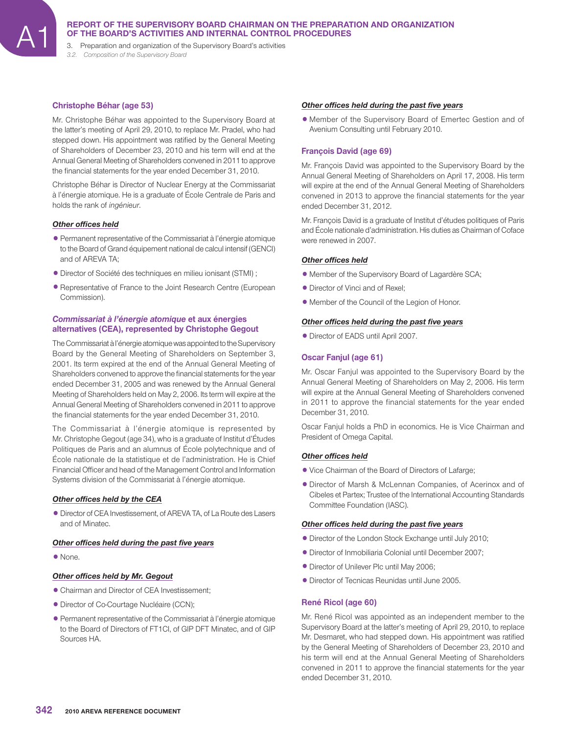### Christophe Béhar (age 53)

Mr. Christophe Béhar was appointed to the Supervisory Board at the latter's meeting of April 29, 2010, to replace Mr. Pradel, who had stepped down. His appointment was ratified by the General Meeting of Shareholders of December 23, 2010 and his term will end at the Annual General Meeting of Shareholders convened in 2011 to approve the financial statements for the year ended December 31, 2010.

Christophe Béhar is Director of Nuclear Energy at the Commissariat à l'énergie atomique. He is a graduate of École Centrale de Paris and holds the rank of *ingénieur*.

***Other offices held***

- Permanent representative of the Commissariat à l'énergie atomique to the Board of Grand équipement national de calcul intensif (GENCI) and of AREVA TA;
- Director of Société des techniques en milieu ionisant (STMI) ;
- Representative of France to the Joint Research Centre (European Commission).

***Other offices held during the past five years***

- Member of the Supervisory Board of Emertec Gestion and of Avenium Consulting until February 2010.

### *Commissariat à l'énergie atomique* et aux énergies alternatives (CEA), represented by Christophe Gegout

The Commissariat à l'énergie atomique was appointed to the Supervisory Board by the General Meeting of Shareholders on September 3, 2001. Its term expired at the end of the Annual General Meeting of Shareholders convened to approve the financial statements for the year ended December 31, 2005 and was renewed by the Annual General Meeting of Shareholders held on May 2, 2006. Its term will expire at the Annual General Meeting of Shareholders convened in 2011 to approve the financial statements for the year ended December 31, 2010.

The Commissariat à l'énergie atomique is represented by Mr. Christophe Gegout (age 34), who is a graduate of Institut d'Études Politiques de Paris and an alumnus of École polytechnique and of École nationale de la statistique et de l'administration. He is Chief Financial Officer and head of the Management Control and Information Systems division of the Commissariat à l'énergie atomique.

***Other offices held by the CEA***

- Director of CEA Investissement, of AREVA TA, of La Route des Lasers and of Minatec.

***Other offices held during the past five years***

- None.

***Other offices held by Mr. Gegout***

- Chairman and Director of CEA Investissement;
- Director of Co-Courtage Nucléaire (CCN);
- Permanent representative of the Commissariat à l'énergie atomique to the Board of Directors of FT1CI, of GIP DFT Minatec, and of GIP Sources HA.

### François David (age 69)

Mr. François David was appointed to the Supervisory Board by the Annual General Meeting of Shareholders on April 17, 2008. His term will expire at the end of the Annual General Meeting of Shareholders convened in 2013 to approve the financial statements for the year ended December 31, 2012.

Mr. François David is a graduate of Institut d'études politiques of Paris and École nationale d'administration. His duties as Chairman of Coface were renewed in 2007.

***Other offices held***

- Member of the Supervisory Board of Lagardère SCA;
- Director of Vinci and of Rexel;
- Member of the Council of the Legion of Honor.

***Other offices held during the past five years***

- Director of EADS until April 2007.

### Oscar Fanjul (age 61)

Mr. Oscar Fanjul was appointed to the Supervisory Board by the Annual General Meeting of Shareholders on May 2, 2006. His term will expire at the Annual General Meeting of Shareholders convened in 2011 to approve the financial statements for the year ended December 31, 2010.

Oscar Fanjul holds a PhD in economics. He is Vice Chairman and President of Omega Capital.

***Other offices held***

- Vice Chairman of the Board of Directors of Lafarge;
- Director of Marsh & McLennan Companies, of Acerinox and of Cibeles et Partex; Trustee of the International Accounting Standards Committee Foundation (IASC).

***Other offices held during the past five years***

- Director of the London Stock Exchange until July 2010;
- Director of Inmobiliaria Colonial until December 2007;
- Director of Unilever Plc until May 2006;
- Director of Tecnicas Reunidas until June 2005.

### René Ricol (age 60)

Mr. René Ricol was appointed as an independent member to the Supervisory Board at the latter's meeting of April 29, 2010, to replace Mr. Desmaret, who had stepped down. His appointment was ratified by the General Meeting of Shareholders of December 23, 2010 and his term will end at the Annual General Meeting of Shareholders convened in 2011 to approve the financial statements for the year ended December 31, 2010.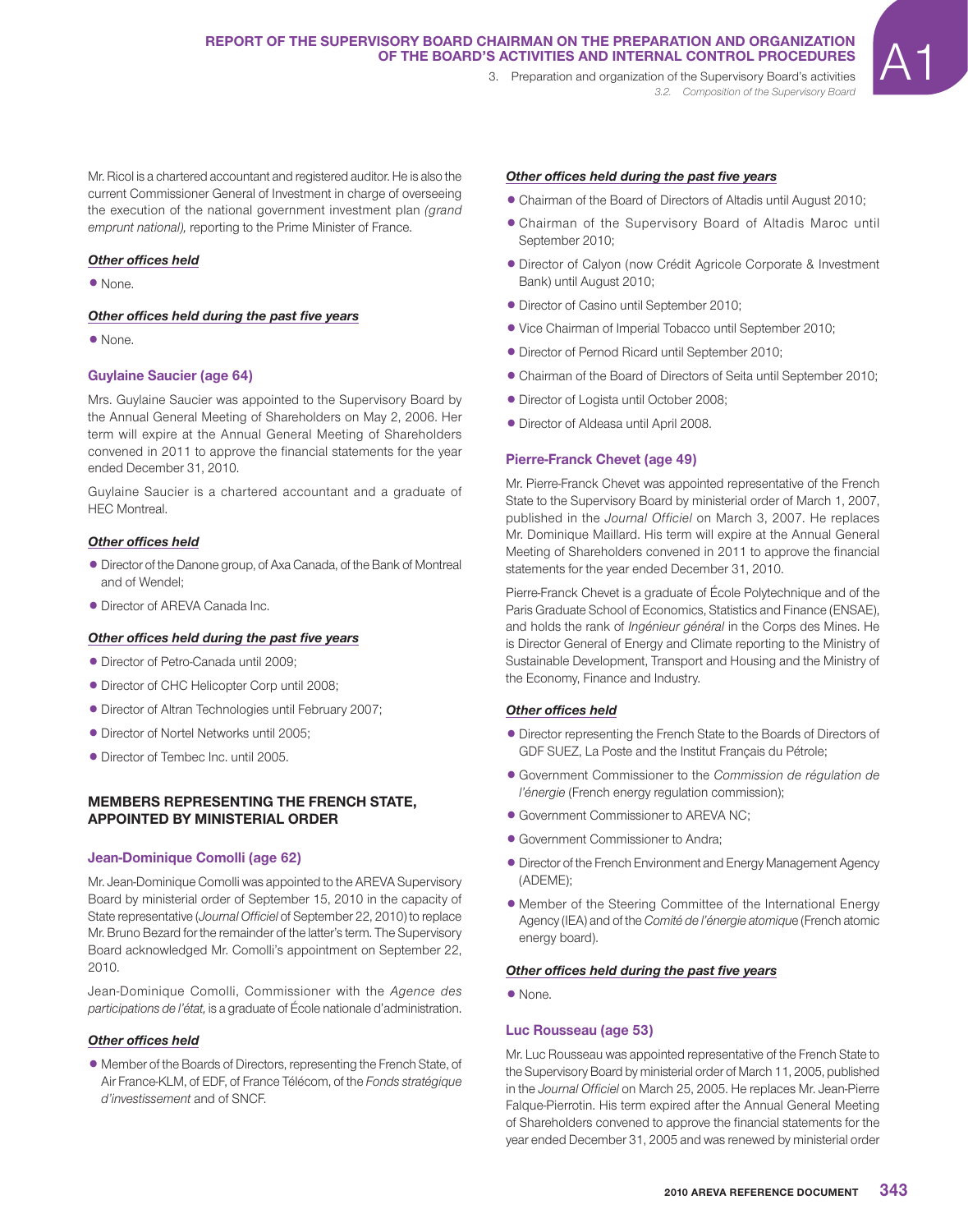Mr. Ricol is a chartered accountant and registered auditor. He is also the current Commissioner General of Investment in charge of overseeing the execution of the national government investment plan *(grand emprunt national),* reporting to the Prime Minister of France.

***Other offices held***

- None.

***Other offices held during the past five years***

- None.

### Guylaine Saucier (age 64)

Mrs. Guylaine Saucier was appointed to the Supervisory Board by the Annual General Meeting of Shareholders on May 2, 2006. Her term will expire at the Annual General Meeting of Shareholders convened in 2011 to approve the financial statements for the year ended December 31, 2010.

Guylaine Saucier is a chartered accountant and a graduate of HEC Montreal.

***Other offices held***

- Director of the Danone group, of Axa Canada, of the Bank of Montreal and of Wendel;
- Director of AREVA Canada Inc.

***Other offices held during the past five years***

- Director of Petro-Canada until 2009;
- Director of CHC Helicopter Corp until 2008;
- Director of Altran Technologies until February 2007;
- Director of Nortel Networks until 2005;
- Director of Tembec Inc. until 2005.

## MEMBERS REPRESENTING THE FRENCH STATE, APPOINTED BY MINISTERIAL ORDER

### Jean-Dominique Comolli (age 62)

Mr. Jean-Dominique Comolli was appointed to the AREVA Supervisory Board by ministerial order of September 15, 2010 in the capacity of State representative (*Journal Officiel* of September 22, 2010) to replace Mr. Bruno Bezard for the remainder of the latter's term. The Supervisory Board acknowledged Mr. Comolli's appointment on September 22, 2010.

Jean-Dominique Comolli, Commissioner with the *Agence des participations de l'état,* is a graduate of École nationale d'administration.

***Other offices held***

- Member of the Boards of Directors, representing the French State, of Air France-KLM, of EDF, of France Télécom, of the *Fonds stratégique d'investissement* and of SNCF.

***Other offices held during the past five years***

- Chairman of the Board of Directors of Altadis until August 2010;
- Chairman of the Supervisory Board of Altadis Maroc until September 2010;
- Director of Calyon (now Crédit Agricole Corporate & Investment Bank) until August 2010;
- Director of Casino until September 2010;
- Vice Chairman of Imperial Tobacco until September 2010;
- Director of Pernod Ricard until September 2010;
- Chairman of the Board of Directors of Seita until September 2010;
- Director of Logista until October 2008;
- Director of Aldeasa until April 2008.

### Pierre-Franck Chevet (age 49)

Mr. Pierre-Franck Chevet was appointed representative of the French State to the Supervisory Board by ministerial order of March 1, 2007, published in the *Journal Officiel* on March 3, 2007. He replaces Mr. Dominique Maillard. His term will expire at the Annual General Meeting of Shareholders convened in 2011 to approve the financial statements for the year ended December 31, 2010.

Pierre-Franck Chevet is a graduate of École Polytechnique and of the Paris Graduate School of Economics, Statistics and Finance (ENSAE), and holds the rank of *Ingénieur général* in the Corps des Mines. He is Director General of Energy and Climate reporting to the Ministry of Sustainable Development, Transport and Housing and the Ministry of the Economy, Finance and Industry.

***Other offices held***

- Director representing the French State to the Boards of Directors of GDF SUEZ, La Poste and the Institut Français du Pétrole;
- Government Commissioner to the *Commission de régulation de l'énergie* (French energy regulation commission);
- Government Commissioner to AREVA NC;
- Government Commissioner to Andra;
- Director of the French Environment and Energy Management Agency (ADEME);
- Member of the Steering Committee of the International Energy Agency (IEA) and of the *Comité de l'énergie atomique* (French atomic energy board).

***Other offices held during the past five years***

- None.

### Luc Rousseau (age 53)

Mr. Luc Rousseau was appointed representative of the French State to the Supervisory Board by ministerial order of March 11, 2005, published in the *Journal Officiel* on March 25, 2005. He replaces Mr. Jean-Pierre Falque-Pierrotin. His term expired after the Annual General Meeting of Shareholders convened to approve the financial statements for the year ended December 31, 2005 and was renewed by ministerial order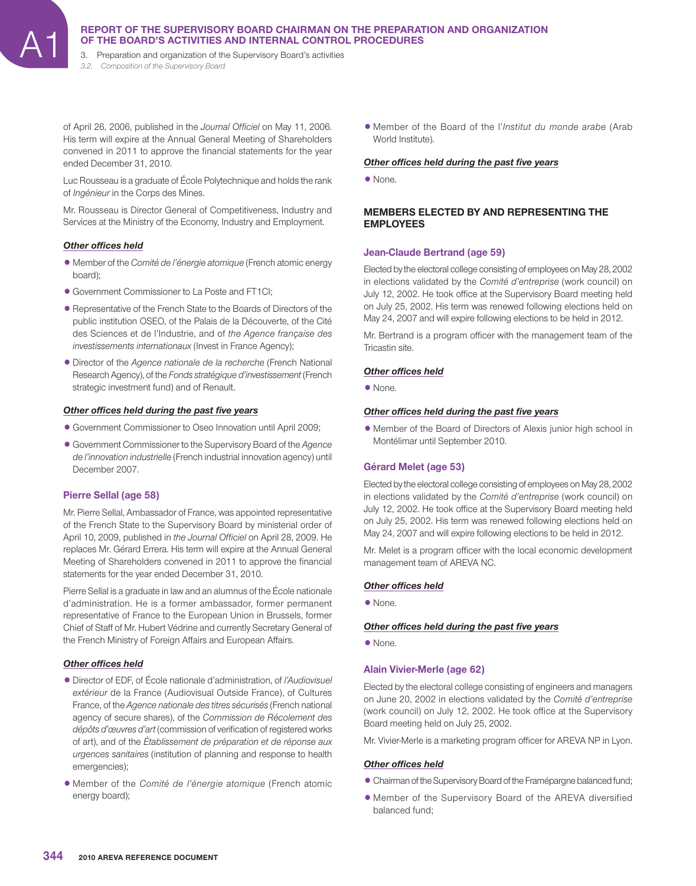of April 26, 2006, published in the *Journal Officiel* on May 11, 2006. His term will expire at the Annual General Meeting of Shareholders convened in 2011 to approve the financial statements for the year ended December 31, 2010.

Luc Rousseau is a graduate of École Polytechnique and holds the rank of *Ingénieur* in the Corps des Mines.

Mr. Rousseau is Director General of Competitiveness, Industry and Services at the Ministry of the Economy, Industry and Employment.

***Other offices held***

- Member of the *Comité de l'énergie atomique* (French atomic energy board);
- Government Commissioner to La Poste and FT1CI;
- Representative of the French State to the Boards of Directors of the public institution OSEO, of the Palais de la Découverte, of the Cité des Sciences et de l'Industrie, and of *the Agence française des investissements internationaux* (Invest in France Agency);
- Director of the *Agence nationale de la recherche* (French National Research Agency), of the *Fonds stratégique d'investissement* (French strategic investment fund) and of Renault.

***Other offices held during the past five years***

- Government Commissioner to Oseo Innovation until April 2009;
- Government Commissioner to the Supervisory Board of the *Agence de l'innovation industrielle* (French industrial innovation agency) until December 2007.

### Pierre Sellal (age 58)

Mr. Pierre Sellal, Ambassador of France, was appointed representative of the French State to the Supervisory Board by ministerial order of April 10, 2009, published in *the Journal Officiel* on April 28, 2009. He replaces Mr. Gérard Errera. His term will expire at the Annual General Meeting of Shareholders convened in 2011 to approve the financial statements for the year ended December 31, 2010.

Pierre Sellal is a graduate in law and an alumnus of the École nationale d'administration. He is a former ambassador, former permanent representative of France to the European Union in Brussels, former Chief of Staff of Mr. Hubert Védrine and currently Secretary General of the French Ministry of Foreign Affairs and European Affairs.

***Other offices held***

- Director of EDF, of École nationale d'administration, of *l'Audiovisuel extérieur* de la France (Audiovisual Outside France), of Cultures France, of the *Agence nationale des titres sécurisés* (French national agency of secure shares), of the *Commission de Récolement des dépôts d'œuvres d'art* (commission of verification of registered works of art), and of the *Établissement de préparation et de réponse aux urgences sanitaires* (institution of planning and response to health emergencies);
- Member of the *Comité de l'énergie atomique* (French atomic energy board);
- Member of the Board of the l'*Institut du monde arabe* (Arab World Institute).

***Other offices held during the past five years***

- None.

## MEMBERS ELECTED BY AND REPRESENTING THE EMPLOYEES

### Jean-Claude Bertrand (age 59)

Elected by the electoral college consisting of employees on May 28, 2002 in elections validated by the *Comité d'entreprise* (work council) on July 12, 2002. He took office at the Supervisory Board meeting held on July 25, 2002. His term was renewed following elections held on May 24, 2007 and will expire following elections to be held in 2012.

Mr. Bertrand is a program officer with the management team of the Tricastin site.

***Other offices held***

- None.

***Other offices held during the past five years***

- Member of the Board of Directors of Alexis junior high school in Montélimar until September 2010.

### Gérard Melet (age 53)

Elected by the electoral college consisting of employees on May 28, 2002 in elections validated by the *Comité d'entreprise* (work council) on July 12, 2002. He took office at the Supervisory Board meeting held on July 25, 2002. His term was renewed following elections held on May 24, 2007 and will expire following elections to be held in 2012.

Mr. Melet is a program officer with the local economic development management team of AREVA NC.

***Other offices held***

- None.

***Other offices held during the past five years***

- None.

### Alain Vivier-Merle (age 62)

Elected by the electoral college consisting of engineers and managers on June 20, 2002 in elections validated by the *Comité d'entreprise* (work council) on July 12, 2002. He took office at the Supervisory Board meeting held on July 25, 2002.

Mr. Vivier-Merle is a marketing program officer for AREVA NP in Lyon.

***Other offices held***

- Chairman of the Supervisory Board of the Framépargne balanced fund;
- Member of the Supervisory Board of the AREVA diversified balanced fund;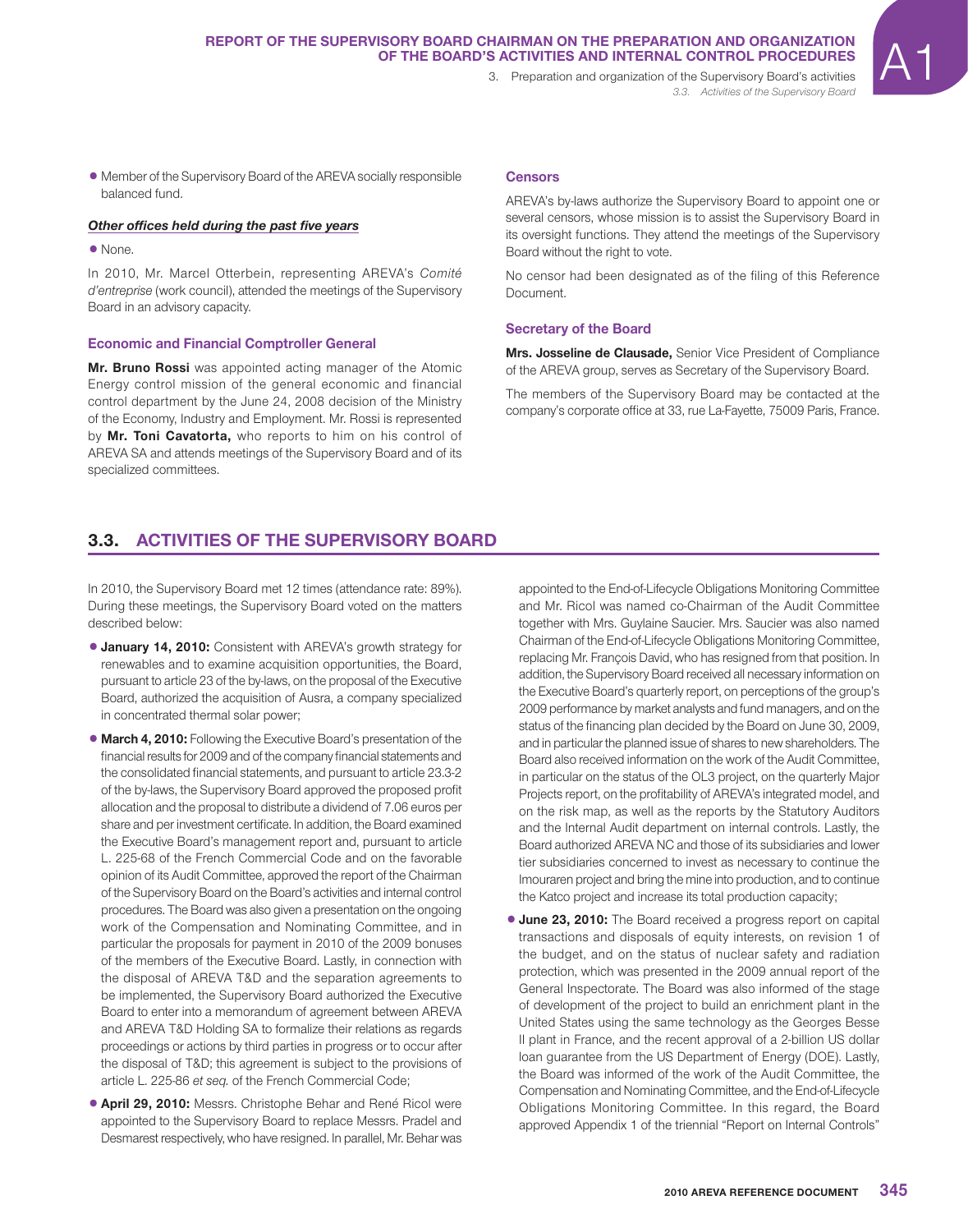- Member of the Supervisory Board of the AREVA socially responsible balanced fund.

***Other offices held during the past five years***

- None.

In 2010, Mr. Marcel Otterbein, representing AREVA's *Comité d'entreprise* (work council), attended the meetings of the Supervisory Board in an advisory capacity.

### Economic and Financial Comptroller General

**Mr. Bruno Rossi** was appointed acting manager of the Atomic Energy control mission of the general economic and financial control department by the June 24, 2008 decision of the Ministry of the Economy, Industry and Employment. Mr. Rossi is represented by **Mr. Toni Cavatorta,** who reports to him on his control of AREVA SA and attends meetings of the Supervisory Board and of its specialized committees.

### Censors

AREVA's by-laws authorize the Supervisory Board to appoint one or several censors, whose mission is to assist the Supervisory Board in its oversight functions. They attend the meetings of the Supervisory Board without the right to vote.

No censor had been designated as of the filing of this Reference Document.

### Secretary of the Board

**Mrs. Josseline de Clausade,** Senior Vice President of Compliance of the AREVA group, serves as Secretary of the Supervisory Board.

The members of the Supervisory Board may be contacted at the company's corporate office at 33, rue La-Fayette, 75009 Paris, France.

## 3.3. ACTIVITIES OF THE SUPERVISORY BOARD

In 2010, the Supervisory Board met 12 times (attendance rate: 89%). During these meetings, the Supervisory Board voted on the matters described below:

- **January 14, 2010:** Consistent with AREVA's growth strategy for renewables and to examine acquisition opportunities, the Board, pursuant to article 23 of the by-laws, on the proposal of the Executive Board, authorized the acquisition of Ausra, a company specialized in concentrated thermal solar power;
- **March 4, 2010:** Following the Executive Board's presentation of the financial results for 2009 and of the company financial statements and the consolidated financial statements, and pursuant to article 23.3-2 of the by-laws, the Supervisory Board approved the proposed profit allocation and the proposal to distribute a dividend of 7.06 euros per share and per investment certificate. In addition, the Board examined the Executive Board's management report and, pursuant to article L. 225-68 of the French Commercial Code and on the favorable opinion of its Audit Committee, approved the report of the Chairman of the Supervisory Board on the Board's activities and internal control procedures. The Board was also given a presentation on the ongoing work of the Compensation and Nominating Committee, and in particular the proposals for payment in 2010 of the 2009 bonuses of the members of the Executive Board. Lastly, in connection with the disposal of AREVA T&D and the separation agreements to be implemented, the Supervisory Board authorized the Executive Board to enter into a memorandum of agreement between AREVA and AREVA T&D Holding SA to formalize their relations as regards proceedings or actions by third parties in progress or to occur after the disposal of T&D; this agreement is subject to the provisions of article L. 225-86 *et seq.* of the French Commercial Code;
- **April 29, 2010:** Messrs. Christophe Behar and René Ricol were appointed to the Supervisory Board to replace Messrs. Pradel and Desmarest respectively, who have resigned. In parallel, Mr. Behar was appointed to the End-of-Lifecycle Obligations Monitoring Committee and Mr. Ricol was named co-Chairman of the Audit Committee together with Mrs. Guylaine Saucier. Mrs. Saucier was also named Chairman of the End-of-Lifecycle Obligations Monitoring Committee, replacing Mr. François David, who has resigned from that position. In addition, the Supervisory Board received all necessary information on the Executive Board's quarterly report, on perceptions of the group's 2009 performance by market analysts and fund managers, and on the status of the financing plan decided by the Board on June 30, 2009, and in particular the planned issue of shares to new shareholders. The Board also received information on the work of the Audit Committee, in particular on the status of the OL3 project, on the quarterly Major Projects report, on the profitability of AREVA's integrated model, and on the risk map, as well as the reports by the Statutory Auditors and the Internal Audit department on internal controls. Lastly, the Board authorized AREVA NC and those of its subsidiaries and lower tier subsidiaries concerned to invest as necessary to continue the Imouraren project and bring the mine into production, and to continue the Katco project and increase its total production capacity;
- **June 23, 2010:** The Board received a progress report on capital transactions and disposals of equity interests, on revision 1 of the budget, and on the status of nuclear safety and radiation protection, which was presented in the 2009 annual report of the General Inspectorate. The Board was also informed of the stage of development of the project to build an enrichment plant in the United States using the same technology as the Georges Besse II plant in France, and the recent approval of a 2-billion US dollar loan guarantee from the US Department of Energy (DOE). Lastly, the Board was informed of the work of the Audit Committee, the Compensation and Nominating Committee, and the End-of-Lifecycle Obligations Monitoring Committee. In this regard, the Board approved Appendix 1 of the triennial "Report on Internal Controls"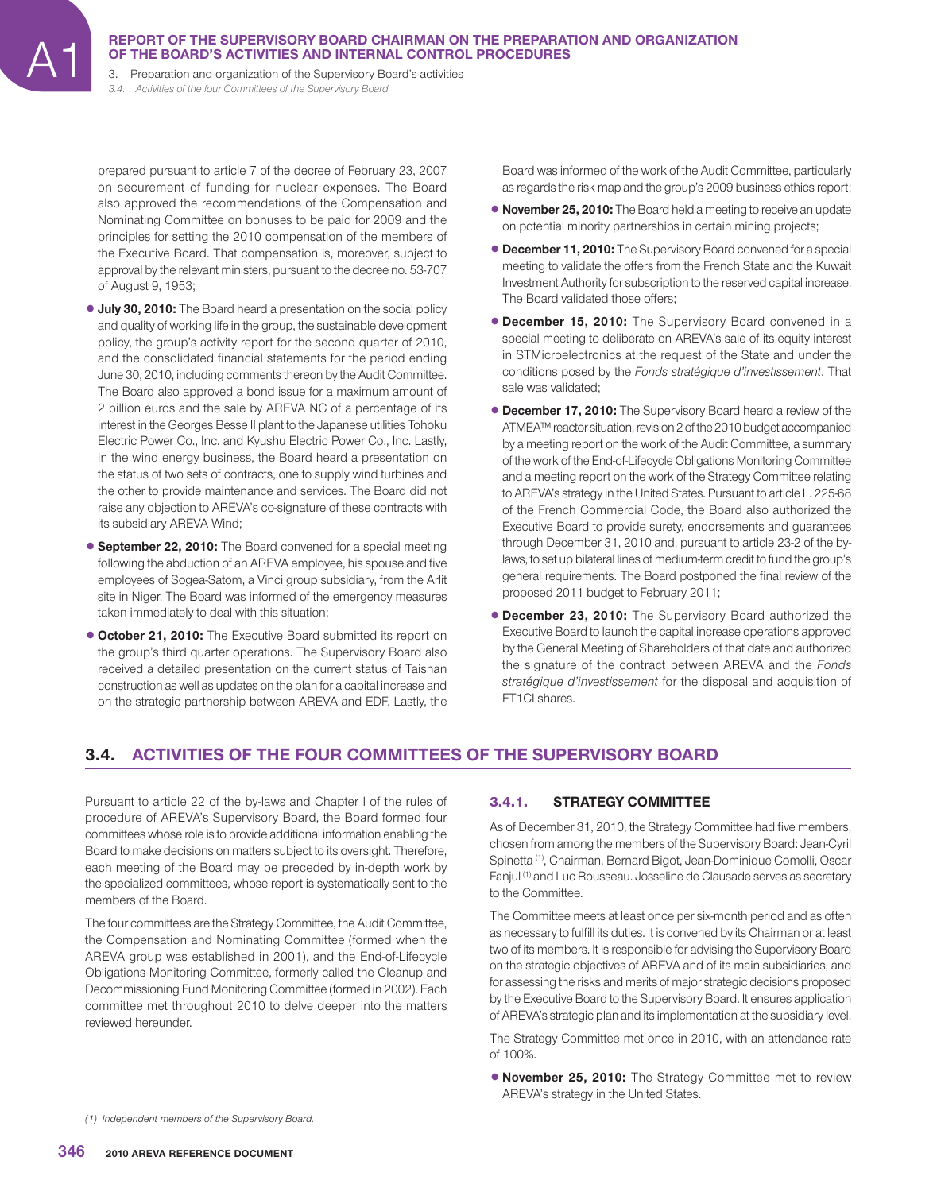prepared pursuant to article 7 of the decree of February 23, 2007 on securement of funding for nuclear expenses. The Board also approved the recommendations of the Compensation and Nominating Committee on bonuses to be paid for 2009 and the principles for setting the 2010 compensation of the members of the Executive Board. That compensation is, moreover, subject to approval by the relevant ministers, pursuant to the decree no. 53-707 of August 9, 1953;

- **July 30, 2010:** The Board heard a presentation on the social policy and quality of working life in the group, the sustainable development policy, the group's activity report for the second quarter of 2010, and the consolidated financial statements for the period ending June 30, 2010, including comments thereon by the Audit Committee. The Board also approved a bond issue for a maximum amount of 2 billion euros and the sale by AREVA NC of a percentage of its interest in the Georges Besse II plant to the Japanese utilities Tohoku Electric Power Co., Inc. and Kyushu Electric Power Co., Inc. Lastly, in the wind energy business, the Board heard a presentation on the status of two sets of contracts, one to supply wind turbines and the other to provide maintenance and services. The Board did not raise any objection to AREVA's co-signature of these contracts with its subsidiary AREVA Wind;
- **September 22, 2010:** The Board convened for a special meeting following the abduction of an AREVA employee, his spouse and five employees of Sogea-Satom, a Vinci group subsidiary, from the Arlit site in Niger. The Board was informed of the emergency measures taken immediately to deal with this situation;
- **October 21, 2010:** The Executive Board submitted its report on the group's third quarter operations. The Supervisory Board also received a detailed presentation on the current status of Taishan construction as well as updates on the plan for a capital increase and on the strategic partnership between AREVA and EDF. Lastly, the Board was informed of the work of the Audit Committee, particularly as regards the risk map and the group's 2009 business ethics report;
- **November 25, 2010:** The Board held a meeting to receive an update on potential minority partnerships in certain mining projects;
- **December 11, 2010:** The Supervisory Board convened for a special meeting to validate the offers from the French State and the Kuwait Investment Authority for subscription to the reserved capital increase. The Board validated those offers;
- **December 15, 2010:** The Supervisory Board convened in a special meeting to deliberate on AREVA's sale of its equity interest in STMicroelectronics at the request of the State and under the conditions posed by the *Fonds stratégique d'investissement*. That sale was validated;
- **December 17, 2010:** The Supervisory Board heard a review of the ATMEA™ reactor situation, revision 2 of the 2010 budget accompanied by a meeting report on the work of the Audit Committee, a summary of the work of the End-of-Lifecycle Obligations Monitoring Committee and a meeting report on the work of the Strategy Committee relating to AREVA's strategy in the United States. Pursuant to article L. 225-68 of the French Commercial Code, the Board also authorized the Executive Board to provide surety, endorsements and guarantees through December 31, 2010 and, pursuant to article 23-2 of the by-laws, to set up bilateral lines of medium-term credit to fund the group's general requirements. The Board postponed the final review of the proposed 2011 budget to February 2011;
- **December 23, 2010:** The Supervisory Board authorized the Executive Board to launch the capital increase operations approved by the General Meeting of Shareholders of that date and authorized the signature of the contract between AREVA and the *Fonds stratégique d'investissement* for the disposal and acquisition of FT1CI shares.

## 3.4. ACTIVITIES OF THE FOUR COMMITTEES OF THE SUPERVISORY BOARD

Pursuant to article 22 of the by-laws and Chapter I of the rules of procedure of AREVA's Supervisory Board, the Board formed four committees whose role is to provide additional information enabling the Board to make decisions on matters subject to its oversight. Therefore, each meeting of the Board may be preceded by in-depth work by the specialized committees, whose report is systematically sent to the members of the Board.

The four committees are the Strategy Committee, the Audit Committee, the Compensation and Nominating Committee (formed when the AREVA group was established in 2001), and the End-of-Lifecycle Obligations Monitoring Committee, formerly called the Cleanup and Decommissioning Fund Monitoring Committee (formed in 2002). Each committee met throughout 2010 to delve deeper into the matters reviewed hereunder.

### 3.4.1. STRATEGY COMMITTEE

As of December 31, 2010, the Strategy Committee had five members, chosen from among the members of the Supervisory Board: Jean-Cyril Spinetta [(1)], Chairman, Bernard Bigot, Jean-Dominique Comolli, Oscar Fanjul [(1)] and Luc Rousseau. Josseline de Clausade serves as secretary to the Committee.

The Committee meets at least once per six-month period and as often as necessary to fulfill its duties. It is convened by its Chairman or at least two of its members. It is responsible for advising the Supervisory Board on the strategic objectives of AREVA and of its main subsidiaries, and for assessing the risks and merits of major strategic decisions proposed by the Executive Board to the Supervisory Board. It ensures application of AREVA's strategic plan and its implementation at the subsidiary level.

The Strategy Committee met once in 2010, with an attendance rate of 100%.

- **November 25, 2010:** The Strategy Committee met to review AREVA's strategy in the United States.

*(1) Independent members of the Supervisory Board.*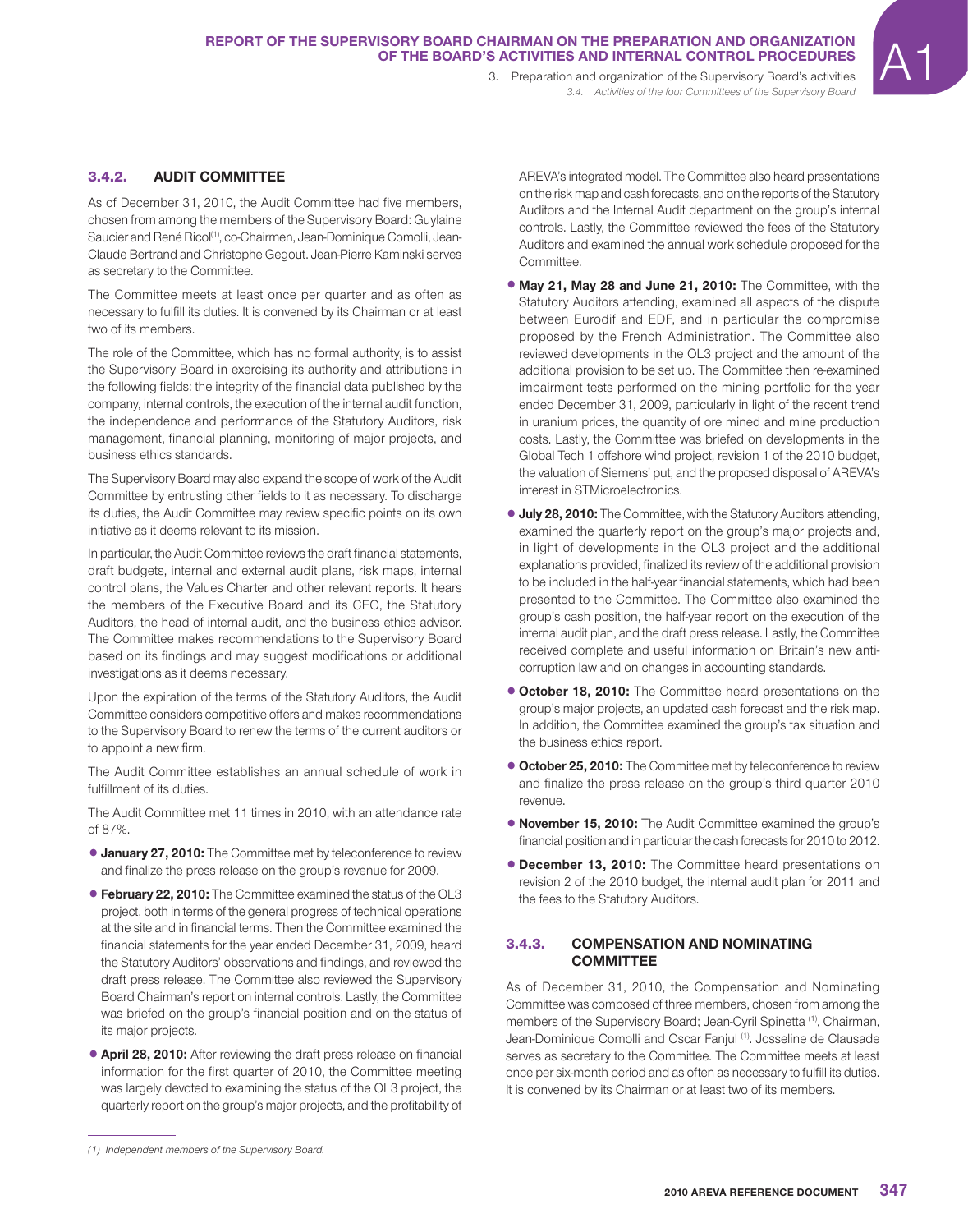### 3.4.2. AUDIT COMMITTEE

As of December 31, 2010, the Audit Committee had five members, chosen from among the members of the Supervisory Board: Guylaine Saucier and René Ricol[1], co-Chairmen, Jean-Dominique Comolli, Jean-Claude Bertrand and Christophe Gegout. Jean-Pierre Kaminski serves as secretary to the Committee.

The Committee meets at least once per quarter and as often as necessary to fulfill its duties. It is convened by its Chairman or at least two of its members.

The role of the Committee, which has no formal authority, is to assist the Supervisory Board in exercising its authority and attributions in the following fields: the integrity of the financial data published by the company, internal controls, the execution of the internal audit function, the independence and performance of the Statutory Auditors, risk management, financial planning, monitoring of major projects, and business ethics standards.

The Supervisory Board may also expand the scope of work of the Audit Committee by entrusting other fields to it as necessary. To discharge its duties, the Audit Committee may review specific points on its own initiative as it deems relevant to its mission.

In particular, the Audit Committee reviews the draft financial statements, draft budgets, internal and external audit plans, risk maps, internal control plans, the Values Charter and other relevant reports. It hears the members of the Executive Board and its CEO, the Statutory Auditors, the head of internal audit, and the business ethics advisor. The Committee makes recommendations to the Supervisory Board based on its findings and may suggest modifications or additional investigations as it deems necessary.

Upon the expiration of the terms of the Statutory Auditors, the Audit Committee considers competitive offers and makes recommendations to the Supervisory Board to renew the terms of the current auditors or to appoint a new firm.

The Audit Committee establishes an annual schedule of work in fulfillment of its duties.

The Audit Committee met 11 times in 2010, with an attendance rate of 87%.

- **January 27, 2010:** The Committee met by teleconference to review and finalize the press release on the group's revenue for 2009.
- **February 22, 2010:** The Committee examined the status of the OL3 project, both in terms of the general progress of technical operations at the site and in financial terms. Then the Committee examined the financial statements for the year ended December 31, 2009, heard the Statutory Auditors' observations and findings, and reviewed the draft press release. The Committee also reviewed the Supervisory Board Chairman's report on internal controls. Lastly, the Committee was briefed on the group's financial position and on the status of its major projects.
- **April 28, 2010:** After reviewing the draft press release on financial information for the first quarter of 2010, the Committee meeting was largely devoted to examining the status of the OL3 project, the quarterly report on the group's major projects, and the profitability of AREVA's integrated model. The Committee also heard presentations on the risk map and cash forecasts, and on the reports of the Statutory Auditors and the Internal Audit department on the group's internal controls. Lastly, the Committee reviewed the fees of the Statutory Auditors and examined the annual work schedule proposed for the Committee.
- **May 21, May 28 and June 21, 2010:** The Committee, with the Statutory Auditors attending, examined all aspects of the dispute between Eurodif and EDF, and in particular the compromise proposed by the French Administration. The Committee also reviewed developments in the OL3 project and the amount of the additional provision to be set up. The Committee then re-examined impairment tests performed on the mining portfolio for the year ended December 31, 2009, particularly in light of the recent trend in uranium prices, the quantity of ore mined and mine production costs. Lastly, the Committee was briefed on developments in the Global Tech 1 offshore wind project, revision 1 of the 2010 budget, the valuation of Siemens' put, and the proposed disposal of AREVA's interest in STMicroelectronics.
- **July 28, 2010:** The Committee, with the Statutory Auditors attending, examined the quarterly report on the group's major projects and, in light of developments in the OL3 project and the additional explanations provided, finalized its review of the additional provision to be included in the half-year financial statements, which had been presented to the Committee. The Committee also examined the group's cash position, the half-year report on the execution of the internal audit plan, and the draft press release. Lastly, the Committee received complete and useful information on Britain's new anti-corruption law and on changes in accounting standards.
- **October 18, 2010:** The Committee heard presentations on the group's major projects, an updated cash forecast and the risk map. In addition, the Committee examined the group's tax situation and the business ethics report.
- **October 25, 2010:** The Committee met by teleconference to review and finalize the press release on the group's third quarter 2010 revenue.
- **November 15, 2010:** The Audit Committee examined the group's financial position and in particular the cash forecasts for 2010 to 2012.
- **December 13, 2010:** The Committee heard presentations on revision 2 of the 2010 budget, the internal audit plan for 2011 and the fees to the Statutory Auditors.

### 3.4.3. COMPENSATION AND NOMINATING COMMITTEE

As of December 31, 2010, the Compensation and Nominating Committee was composed of three members, chosen from among the members of the Supervisory Board; Jean-Cyril Spinetta [1], Chairman, Jean-Dominique Comolli and Oscar Fanjul [1]. Josseline de Clausade serves as secretary to the Committee. The Committee meets at least once per six-month period and as often as necessary to fulfill its duties. It is convened by its Chairman or at least two of its members.

---

*(1) Independent members of the Supervisory Board.*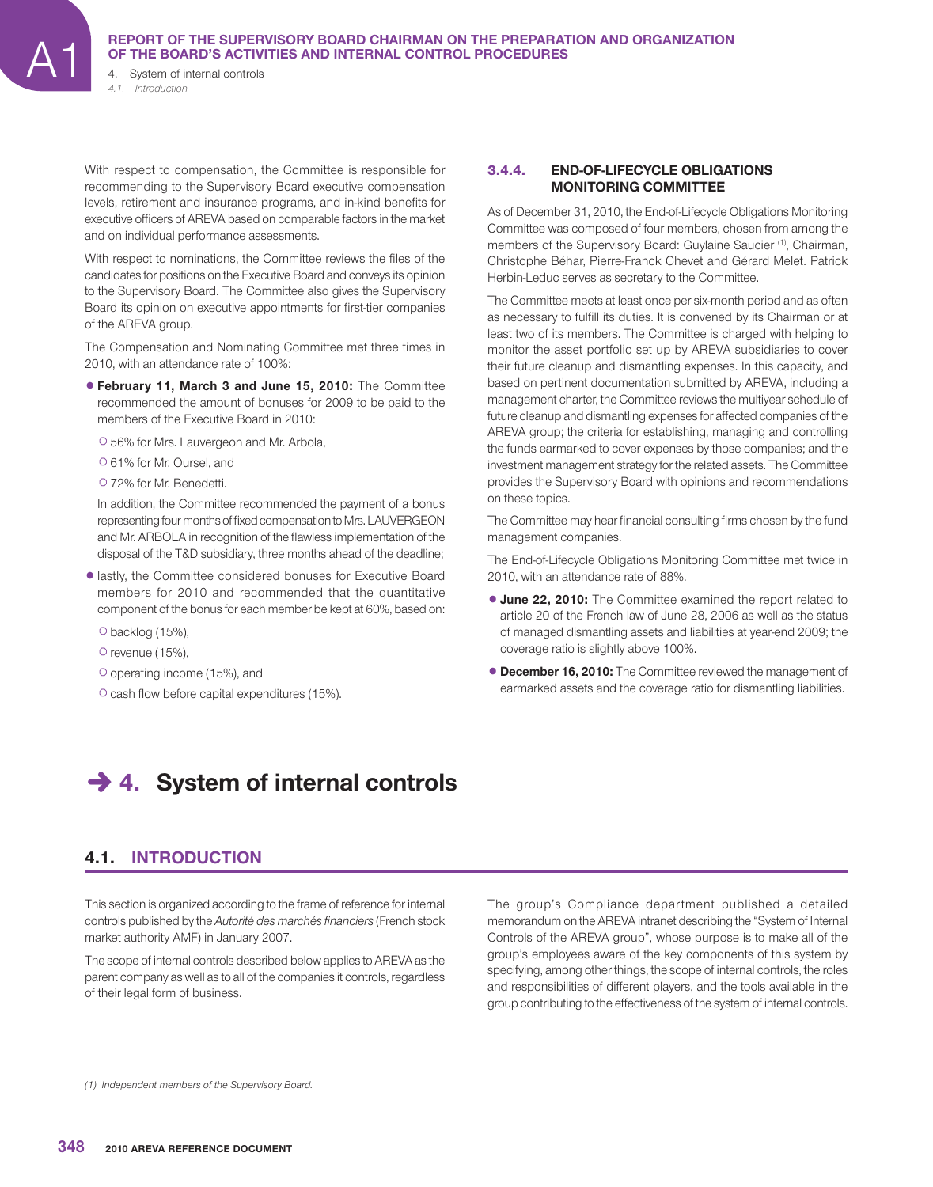With respect to compensation, the Committee is responsible for recommending to the Supervisory Board executive compensation levels, retirement and insurance programs, and in-kind benefits for executive officers of AREVA based on comparable factors in the market and on individual performance assessments.

With respect to nominations, the Committee reviews the files of the candidates for positions on the Executive Board and conveys its opinion to the Supervisory Board. The Committee also gives the Supervisory Board its opinion on executive appointments for first-tier companies of the AREVA group.

The Compensation and Nominating Committee met three times in 2010, with an attendance rate of 100%:

- **February 11, March 3 and June 15, 2010:** The Committee recommended the amount of bonuses for 2009 to be paid to the members of the Executive Board in 2010:
  - 56% for Mrs. Lauvergeon and Mr. Arbola,
  - 61% for Mr. Oursel, and
  - 72% for Mr. Benedetti.

  In addition, the Committee recommended the payment of a bonus representing four months of fixed compensation to Mrs. LAUVERGEON and Mr. ARBOLA in recognition of the flawless implementation of the disposal of the T&D subsidiary, three months ahead of the deadline;
- lastly, the Committee considered bonuses for Executive Board members for 2010 and recommended that the quantitative component of the bonus for each member be kept at 60%, based on:
  - backlog (15%),
  - revenue (15%),
  - operating income (15%), and
  - cash flow before capital expenditures (15%).

### 3.4.4. END-OF-LIFECYCLE OBLIGATIONS MONITORING COMMITTEE

As of December 31, 2010, the End-of-Lifecycle Obligations Monitoring Committee was composed of four members, chosen from among the members of the Supervisory Board: Guylaine Saucier [1], Chairman, Christophe Béhar, Pierre-Franck Chevet and Gérard Melet. Patrick Herbin-Leduc serves as secretary to the Committee.

The Committee meets at least once per six-month period and as often as necessary to fulfill its duties. It is convened by its Chairman or at least two of its members. The Committee is charged with helping to monitor the asset portfolio set up by AREVA subsidiaries to cover their future cleanup and dismantling expenses. In this capacity, and based on pertinent documentation submitted by AREVA, including a management charter, the Committee reviews the multiyear schedule of future cleanup and dismantling expenses for affected companies of the AREVA group; the criteria for establishing, managing and controlling the funds earmarked to cover expenses by those companies; and the investment management strategy for the related assets. The Committee provides the Supervisory Board with opinions and recommendations on these topics.

The Committee may hear financial consulting firms chosen by the fund management companies.

The End-of-Lifecycle Obligations Monitoring Committee met twice in 2010, with an attendance rate of 88%.

- **June 22, 2010:** The Committee examined the report related to article 20 of the French law of June 28, 2006 as well as the status of managed dismantling assets and liabilities at year-end 2009; the coverage ratio is slightly above 100%.
- **December 16, 2010:** The Committee reviewed the management of earmarked assets and the coverage ratio for dismantling liabilities.

# 4. System of internal controls

## 4.1. INTRODUCTION

This section is organized according to the frame of reference for internal controls published by the *Autorité des marchés financiers* (French stock market authority AMF) in January 2007.

The scope of internal controls described below applies to AREVA as the parent company as well as to all of the companies it controls, regardless of their legal form of business.

The group's Compliance department published a detailed memorandum on the AREVA intranet describing the "System of Internal Controls of the AREVA group", whose purpose is to make all of the group's employees aware of the key components of this system by specifying, among other things, the scope of internal controls, the roles and responsibilities of different players, and the tools available in the group contributing to the effectiveness of the system of internal controls.

(1) Independent members of the Supervisory Board.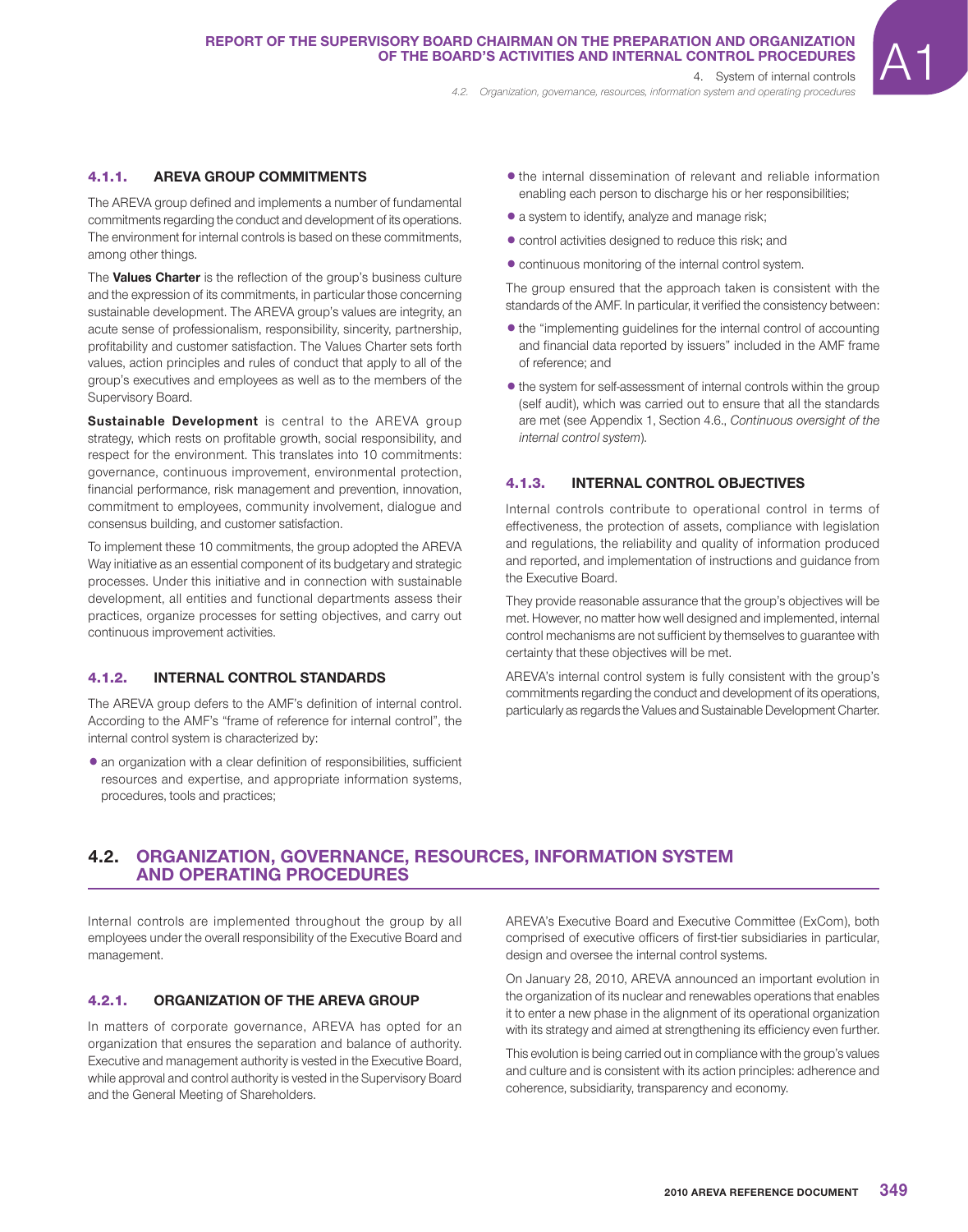### 4.1.1. AREVA GROUP COMMITMENTS

The AREVA group defined and implements a number of fundamental commitments regarding the conduct and development of its operations. The environment for internal controls is based on these commitments, among other things.

The **Values Charter** is the reflection of the group's business culture and the expression of its commitments, in particular those concerning sustainable development. The AREVA group's values are integrity, an acute sense of professionalism, responsibility, sincerity, partnership, profitability and customer satisfaction. The Values Charter sets forth values, action principles and rules of conduct that apply to all of the group's executives and employees as well as to the members of the Supervisory Board.

**Sustainable Development** is central to the AREVA group strategy, which rests on profitable growth, social responsibility, and respect for the environment. This translates into 10 commitments: governance, continuous improvement, environmental protection, financial performance, risk management and prevention, innovation, commitment to employees, community involvement, dialogue and consensus building, and customer satisfaction.

To implement these 10 commitments, the group adopted the AREVA Way initiative as an essential component of its budgetary and strategic processes. Under this initiative and in connection with sustainable development, all entities and functional departments assess their practices, organize processes for setting objectives, and carry out continuous improvement activities.

### 4.1.2. INTERNAL CONTROL STANDARDS

The AREVA group defers to the AMF's definition of internal control. According to the AMF's "frame of reference for internal control", the internal control system is characterized by:

- an organization with a clear definition of responsibilities, sufficient resources and expertise, and appropriate information systems, procedures, tools and practices;
- the internal dissemination of relevant and reliable information enabling each person to discharge his or her responsibilities;
- a system to identify, analyze and manage risk;
- control activities designed to reduce this risk; and
- continuous monitoring of the internal control system.

The group ensured that the approach taken is consistent with the standards of the AMF. In particular, it verified the consistency between:

- the "implementing guidelines for the internal control of accounting and financial data reported by issuers" included in the AMF frame of reference; and
- the system for self-assessment of internal controls within the group (self audit), which was carried out to ensure that all the standards are met (see Appendix 1, Section 4.6., *Continuous oversight of the internal control system*).

### 4.1.3. INTERNAL CONTROL OBJECTIVES

Internal controls contribute to operational control in terms of effectiveness, the protection of assets, compliance with legislation and regulations, the reliability and quality of information produced and reported, and implementation of instructions and guidance from the Executive Board.

They provide reasonable assurance that the group's objectives will be met. However, no matter how well designed and implemented, internal control mechanisms are not sufficient by themselves to guarantee with certainty that these objectives will be met.

AREVA's internal control system is fully consistent with the group's commitments regarding the conduct and development of its operations, particularly as regards the Values and Sustainable Development Charter.

## 4.2. ORGANIZATION, GOVERNANCE, RESOURCES, INFORMATION SYSTEM AND OPERATING PROCEDURES

Internal controls are implemented throughout the group by all employees under the overall responsibility of the Executive Board and management.

### 4.2.1. ORGANIZATION OF THE AREVA GROUP

In matters of corporate governance, AREVA has opted for an organization that ensures the separation and balance of authority. Executive and management authority is vested in the Executive Board, while approval and control authority is vested in the Supervisory Board and the General Meeting of Shareholders.

AREVA's Executive Board and Executive Committee (ExCom), both comprised of executive officers of first-tier subsidiaries in particular, design and oversee the internal control systems.

On January 28, 2010, AREVA announced an important evolution in the organization of its nuclear and renewables operations that enables it to enter a new phase in the alignment of its operational organization with its strategy and aimed at strengthening its efficiency even further.

This evolution is being carried out in compliance with the group's values and culture and is consistent with its action principles: adherence and coherence, subsidiarity, transparency and economy.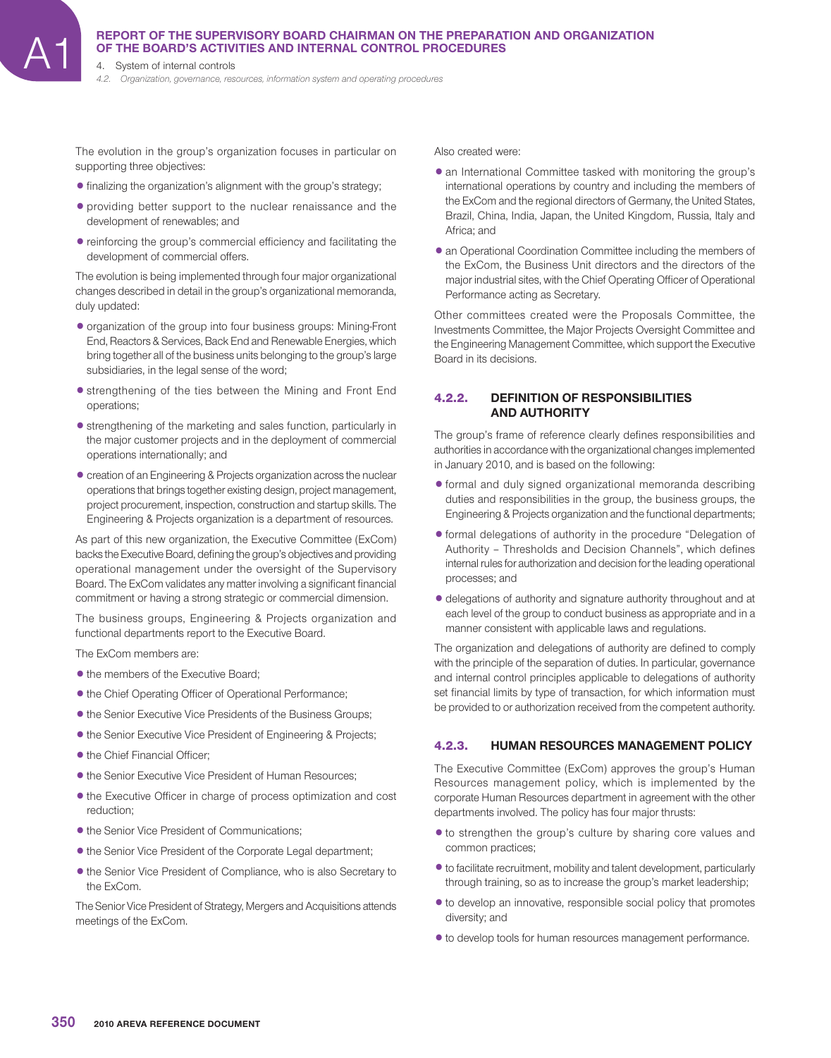The evolution in the group's organization focuses in particular on supporting three objectives:

- finalizing the organization's alignment with the group's strategy;
- providing better support to the nuclear renaissance and the development of renewables; and
- reinforcing the group's commercial efficiency and facilitating the development of commercial offers.

The evolution is being implemented through four major organizational changes described in detail in the group's organizational memoranda, duly updated:

- organization of the group into four business groups: Mining-Front End, Reactors & Services, Back End and Renewable Energies, which bring together all of the business units belonging to the group's large subsidiaries, in the legal sense of the word;
- strengthening of the ties between the Mining and Front End operations;
- strengthening of the marketing and sales function, particularly in the major customer projects and in the deployment of commercial operations internationally; and
- creation of an Engineering & Projects organization across the nuclear operations that brings together existing design, project management, project procurement, inspection, construction and startup skills. The Engineering & Projects organization is a department of resources.

As part of this new organization, the Executive Committee (ExCom) backs the Executive Board, defining the group's objectives and providing operational management under the oversight of the Supervisory Board. The ExCom validates any matter involving a significant financial commitment or having a strong strategic or commercial dimension.

The business groups, Engineering & Projects organization and functional departments report to the Executive Board.

The ExCom members are:

- the members of the Executive Board;
- the Chief Operating Officer of Operational Performance;
- the Senior Executive Vice Presidents of the Business Groups;
- the Senior Executive Vice President of Engineering & Projects;
- the Chief Financial Officer;
- the Senior Executive Vice President of Human Resources;
- the Executive Officer in charge of process optimization and cost reduction;
- the Senior Vice President of Communications;
- the Senior Vice President of the Corporate Legal department;
- the Senior Vice President of Compliance, who is also Secretary to the ExCom.

The Senior Vice President of Strategy, Mergers and Acquisitions attends meetings of the ExCom.

Also created were:

- an International Committee tasked with monitoring the group's international operations by country and including the members of the ExCom and the regional directors of Germany, the United States, Brazil, China, India, Japan, the United Kingdom, Russia, Italy and Africa; and
- an Operational Coordination Committee including the members of the ExCom, the Business Unit directors and the directors of the major industrial sites, with the Chief Operating Officer of Operational Performance acting as Secretary.

Other committees created were the Proposals Committee, the Investments Committee, the Major Projects Oversight Committee and the Engineering Management Committee, which support the Executive Board in its decisions.

### 4.2.2. DEFINITION OF RESPONSIBILITIES AND AUTHORITY

The group's frame of reference clearly defines responsibilities and authorities in accordance with the organizational changes implemented in January 2010, and is based on the following:

- formal and duly signed organizational memoranda describing duties and responsibilities in the group, the business groups, the Engineering & Projects organization and the functional departments;
- formal delegations of authority in the procedure "Delegation of Authority – Thresholds and Decision Channels", which defines internal rules for authorization and decision for the leading operational processes; and
- delegations of authority and signature authority throughout and at each level of the group to conduct business as appropriate and in a manner consistent with applicable laws and regulations.

The organization and delegations of authority are defined to comply with the principle of the separation of duties. In particular, governance and internal control principles applicable to delegations of authority set financial limits by type of transaction, for which information must be provided to or authorization received from the competent authority.

### 4.2.3. HUMAN RESOURCES MANAGEMENT POLICY

The Executive Committee (ExCom) approves the group's Human Resources management policy, which is implemented by the corporate Human Resources department in agreement with the other departments involved. The policy has four major thrusts:

- to strengthen the group's culture by sharing core values and common practices;
- to facilitate recruitment, mobility and talent development, particularly through training, so as to increase the group's market leadership;
- to develop an innovative, responsible social policy that promotes diversity; and
- to develop tools for human resources management performance.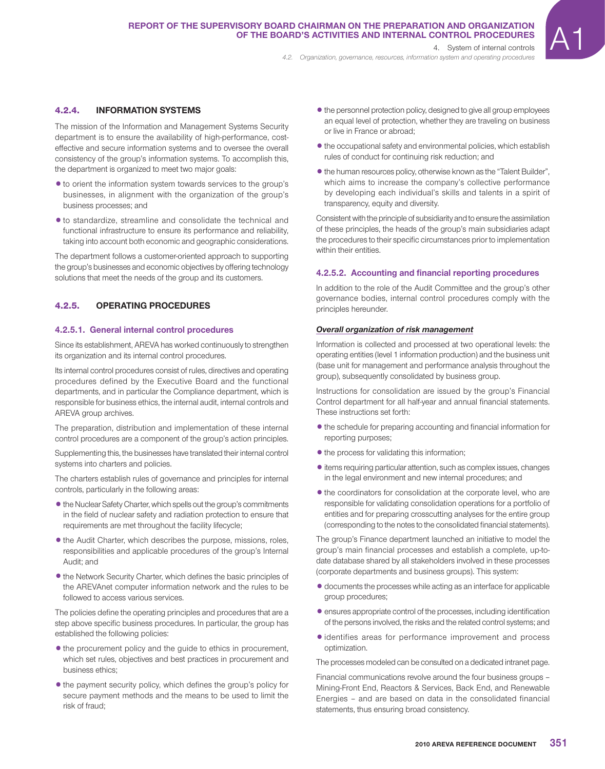### 4.2.4. INFORMATION SYSTEMS

The mission of the Information and Management Systems Security department is to ensure the availability of high-performance, cost-effective and secure information systems and to oversee the overall consistency of the group's information systems. To accomplish this, the department is organized to meet two major goals:

- to orient the information system towards services to the group's businesses, in alignment with the organization of the group's business processes; and
- to standardize, streamline and consolidate the technical and functional infrastructure to ensure its performance and reliability, taking into account both economic and geographic considerations.

The department follows a customer-oriented approach to supporting the group's businesses and economic objectives by offering technology solutions that meet the needs of the group and its customers.

### 4.2.5. OPERATING PROCEDURES

#### 4.2.5.1. General internal control procedures

Since its establishment, AREVA has worked continuously to strengthen its organization and its internal control procedures.

Its internal control procedures consist of rules, directives and operating procedures defined by the Executive Board and the functional departments, and in particular the Compliance department, which is responsible for business ethics, the internal audit, internal controls and AREVA group archives.

The preparation, distribution and implementation of these internal control procedures are a component of the group's action principles.

Supplementing this, the businesses have translated their internal control systems into charters and policies.

The charters establish rules of governance and principles for internal controls, particularly in the following areas:

- the Nuclear Safety Charter, which spells out the group's commitments in the field of nuclear safety and radiation protection to ensure that requirements are met throughout the facility lifecycle;
- the Audit Charter, which describes the purpose, missions, roles, responsibilities and applicable procedures of the group's Internal Audit; and
- the Network Security Charter, which defines the basic principles of the AREVAnet computer information network and the rules to be followed to access various services.

The policies define the operating principles and procedures that are a step above specific business procedures. In particular, the group has established the following policies:

- the procurement policy and the guide to ethics in procurement, which set rules, objectives and best practices in procurement and business ethics;
- the payment security policy, which defines the group's policy for secure payment methods and the means to be used to limit the risk of fraud;
- the personnel protection policy, designed to give all group employees an equal level of protection, whether they are traveling on business or live in France or abroad;
- the occupational safety and environmental policies, which establish rules of conduct for continuing risk reduction; and
- the human resources policy, otherwise known as the "Talent Builder", which aims to increase the company's collective performance by developing each individual's skills and talents in a spirit of transparency, equity and diversity.

Consistent with the principle of subsidiarity and to ensure the assimilation of these principles, the heads of the group's main subsidiaries adapt the procedures to their specific circumstances prior to implementation within their entities.

#### 4.2.5.2. Accounting and financial reporting procedures

In addition to the role of the Audit Committee and the group's other governance bodies, internal control procedures comply with the principles hereunder.

***Overall organization of risk management***

Information is collected and processed at two operational levels: the operating entities (level 1 information production) and the business unit (base unit for management and performance analysis throughout the group), subsequently consolidated by business group.

Instructions for consolidation are issued by the group's Financial Control department for all half-year and annual financial statements. These instructions set forth:

- the schedule for preparing accounting and financial information for reporting purposes;
- the process for validating this information;
- items requiring particular attention, such as complex issues, changes in the legal environment and new internal procedures; and
- the coordinators for consolidation at the corporate level, who are responsible for validating consolidation operations for a portfolio of entities and for preparing crosscutting analyses for the entire group (corresponding to the notes to the consolidated financial statements).

The group's Finance department launched an initiative to model the group's main financial processes and establish a complete, up-to-date database shared by all stakeholders involved in these processes (corporate departments and business groups). This system:

- documents the processes while acting as an interface for applicable group procedures;
- ensures appropriate control of the processes, including identification of the persons involved, the risks and the related control systems; and
- identifies areas for performance improvement and process optimization.

The processes modeled can be consulted on a dedicated intranet page.

Financial communications revolve around the four business groups – Mining-Front End, Reactors & Services, Back End, and Renewable Energies – and are based on data in the consolidated financial statements, thus ensuring broad consistency.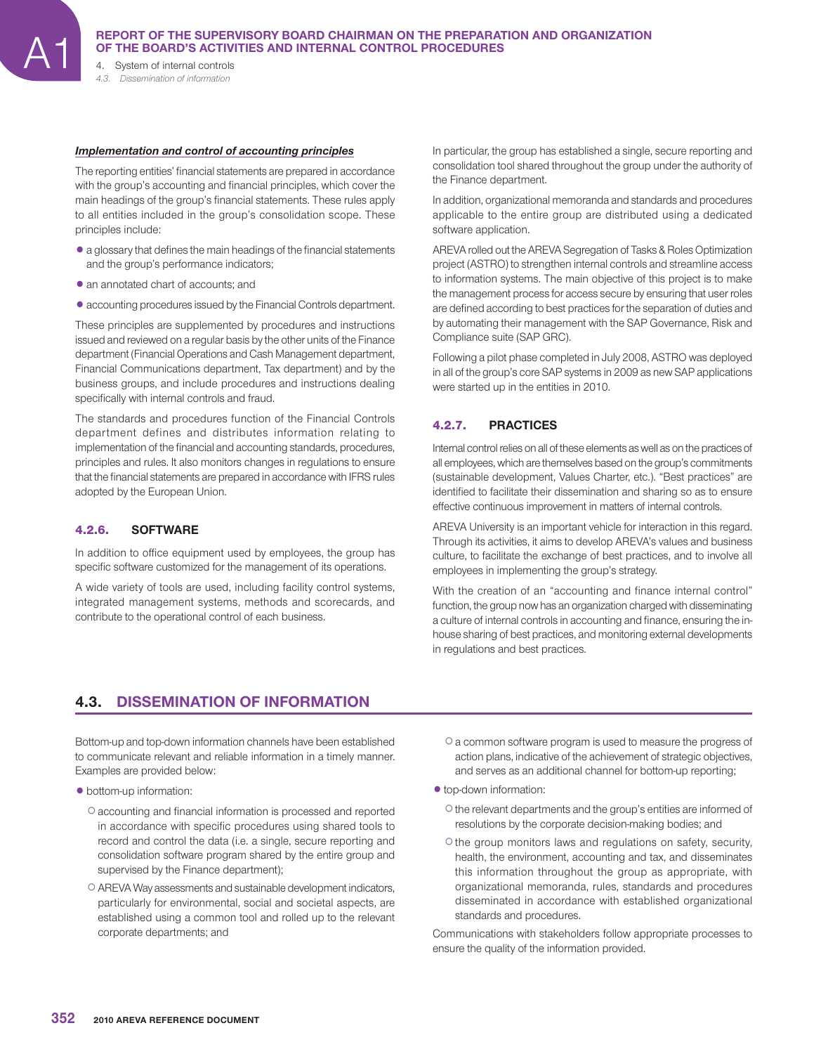***Implementation and control of accounting principles***

The reporting entities' financial statements are prepared in accordance with the group's accounting and financial principles, which cover the main headings of the group's financial statements. These rules apply to all entities included in the group's consolidation scope. These principles include:

- a glossary that defines the main headings of the financial statements and the group's performance indicators;
- an annotated chart of accounts; and
- accounting procedures issued by the Financial Controls department.

These principles are supplemented by procedures and instructions issued and reviewed on a regular basis by the other units of the Finance department (Financial Operations and Cash Management department, Financial Communications department, Tax department) and by the business groups, and include procedures and instructions dealing specifically with internal controls and fraud.

The standards and procedures function of the Financial Controls department defines and distributes information relating to implementation of the financial and accounting standards, procedures, principles and rules. It also monitors changes in regulations to ensure that the financial statements are prepared in accordance with IFRS rules adopted by the European Union.

### 4.2.6. SOFTWARE

In addition to office equipment used by employees, the group has specific software customized for the management of its operations.

A wide variety of tools are used, including facility control systems, integrated management systems, methods and scorecards, and contribute to the operational control of each business.

In particular, the group has established a single, secure reporting and consolidation tool shared throughout the group under the authority of the Finance department.

In addition, organizational memoranda and standards and procedures applicable to the entire group are distributed using a dedicated software application.

AREVA rolled out the AREVA Segregation of Tasks & Roles Optimization project (ASTRO) to strengthen internal controls and streamline access to information systems. The main objective of this project is to make the management process for access secure by ensuring that user roles are defined according to best practices for the separation of duties and by automating their management with the SAP Governance, Risk and Compliance suite (SAP GRC).

Following a pilot phase completed in July 2008, ASTRO was deployed in all of the group's core SAP systems in 2009 as new SAP applications were started up in the entities in 2010.

### 4.2.7. PRACTICES

Internal control relies on all of these elements as well as on the practices of all employees, which are themselves based on the group's commitments (sustainable development, Values Charter, etc.). "Best practices" are identified to facilitate their dissemination and sharing so as to ensure effective continuous improvement in matters of internal controls.

AREVA University is an important vehicle for interaction in this regard. Through its activities, it aims to develop AREVA's values and business culture, to facilitate the exchange of best practices, and to involve all employees in implementing the group's strategy.

With the creation of an "accounting and finance internal control" function, the group now has an organization charged with disseminating a culture of internal controls in accounting and finance, ensuring the in-house sharing of best practices, and monitoring external developments in regulations and best practices.

## 4.3. DISSEMINATION OF INFORMATION

Bottom-up and top-down information channels have been established to communicate relevant and reliable information in a timely manner. Examples are provided below:

- bottom-up information:
  - accounting and financial information is processed and reported in accordance with specific procedures using shared tools to record and control the data (i.e. a single, secure reporting and consolidation software program shared by the entire group and supervised by the Finance department);
  - AREVA Way assessments and sustainable development indicators, particularly for environmental, social and societal aspects, are established using a common tool and rolled up to the relevant corporate departments; and
  - a common software program is used to measure the progress of action plans, indicative of the achievement of strategic objectives, and serves as an additional channel for bottom-up reporting;
- top-down information:
  - the relevant departments and the group's entities are informed of resolutions by the corporate decision-making bodies; and
  - the group monitors laws and regulations on safety, security, health, the environment, accounting and tax, and disseminates this information throughout the group as appropriate, with organizational memoranda, rules, standards and procedures disseminated in accordance with established organizational standards and procedures.

Communications with stakeholders follow appropriate processes to ensure the quality of the information provided.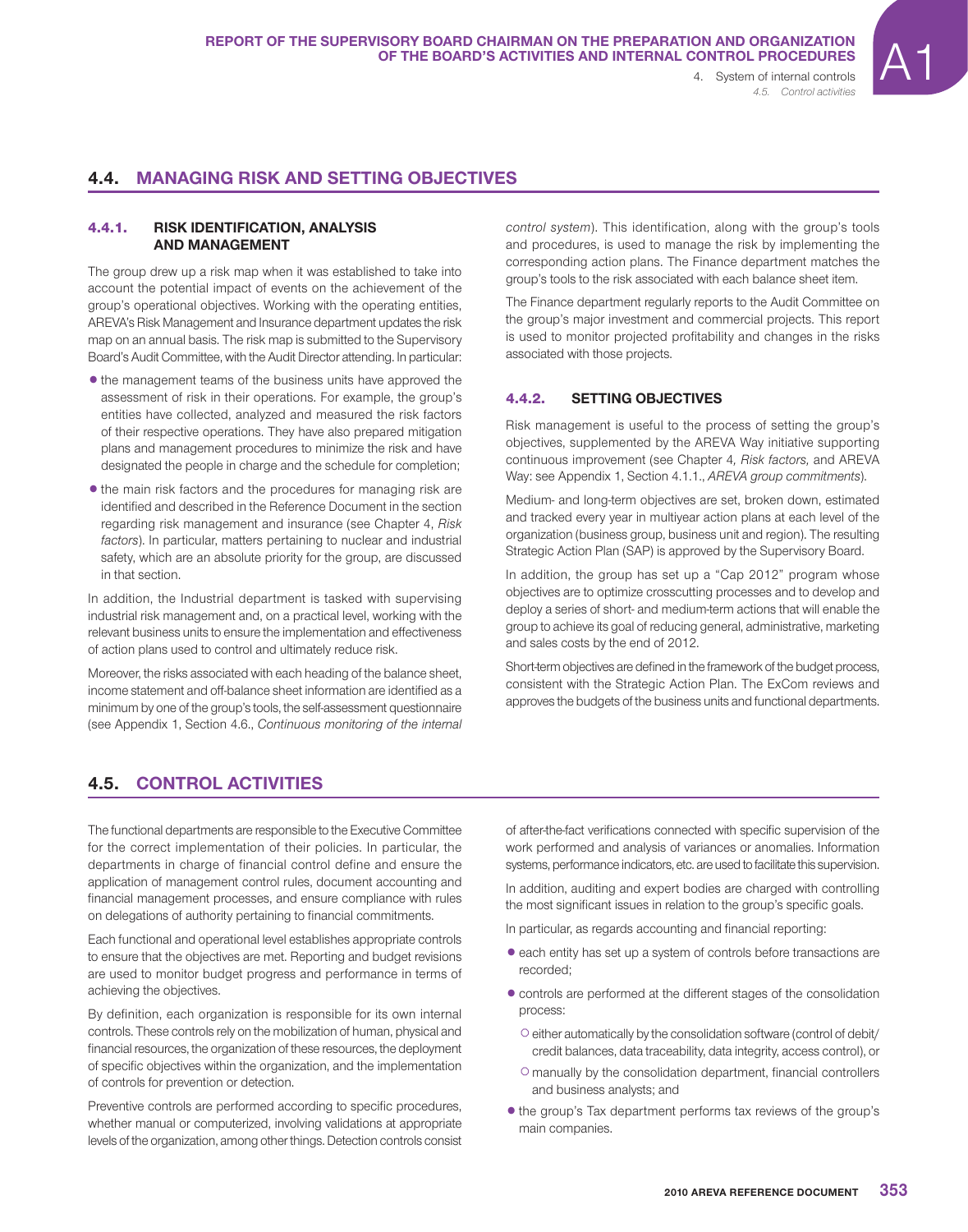## 4.4. MANAGING RISK AND SETTING OBJECTIVES

### 4.4.1. RISK IDENTIFICATION, ANALYSIS AND MANAGEMENT

The group drew up a risk map when it was established to take into account the potential impact of events on the achievement of the group's operational objectives. Working with the operating entities, AREVA's Risk Management and Insurance department updates the risk map on an annual basis. The risk map is submitted to the Supervisory Board's Audit Committee, with the Audit Director attending. In particular:

- the management teams of the business units have approved the assessment of risk in their operations. For example, the group's entities have collected, analyzed and measured the risk factors of their respective operations. They have also prepared mitigation plans and management procedures to minimize the risk and have designated the people in charge and the schedule for completion;
- the main risk factors and the procedures for managing risk are identified and described in the Reference Document in the section regarding risk management and insurance (see Chapter 4, *Risk factors*). In particular, matters pertaining to nuclear and industrial safety, which are an absolute priority for the group, are discussed in that section.

In addition, the Industrial department is tasked with supervising industrial risk management and, on a practical level, working with the relevant business units to ensure the implementation and effectiveness of action plans used to control and ultimately reduce risk.

Moreover, the risks associated with each heading of the balance sheet, income statement and off-balance sheet information are identified as a minimum by one of the group's tools, the self-assessment questionnaire (see Appendix 1, Section 4.6., *Continuous monitoring of the internal control system*). This identification, along with the group's tools and procedures, is used to manage the risk by implementing the corresponding action plans. The Finance department matches the group's tools to the risk associated with each balance sheet item.

The Finance department regularly reports to the Audit Committee on the group's major investment and commercial projects. This report is used to monitor projected profitability and changes in the risks associated with those projects.

### 4.4.2. SETTING OBJECTIVES

Risk management is useful to the process of setting the group's objectives, supplemented by the AREVA Way initiative supporting continuous improvement (see Chapter 4, *Risk factors,* and AREVA Way: see Appendix 1, Section 4.1.1., *AREVA group commitments*).

Medium- and long-term objectives are set, broken down, estimated and tracked every year in multiyear action plans at each level of the organization (business group, business unit and region). The resulting Strategic Action Plan (SAP) is approved by the Supervisory Board.

In addition, the group has set up a "Cap 2012" program whose objectives are to optimize crosscutting processes and to develop and deploy a series of short- and medium-term actions that will enable the group to achieve its goal of reducing general, administrative, marketing and sales costs by the end of 2012.

Short-term objectives are defined in the framework of the budget process, consistent with the Strategic Action Plan. The ExCom reviews and approves the budgets of the business units and functional departments.

## 4.5. CONTROL ACTIVITIES

The functional departments are responsible to the Executive Committee for the correct implementation of their policies. In particular, the departments in charge of financial control define and ensure the application of management control rules, document accounting and financial management processes, and ensure compliance with rules on delegations of authority pertaining to financial commitments.

Each functional and operational level establishes appropriate controls to ensure that the objectives are met. Reporting and budget revisions are used to monitor budget progress and performance in terms of achieving the objectives.

By definition, each organization is responsible for its own internal controls. These controls rely on the mobilization of human, physical and financial resources, the organization of these resources, the deployment of specific objectives within the organization, and the implementation of controls for prevention or detection.

Preventive controls are performed according to specific procedures, whether manual or computerized, involving validations at appropriate levels of the organization, among other things. Detection controls consist of after-the-fact verifications connected with specific supervision of the work performed and analysis of variances or anomalies. Information systems, performance indicators, etc. are used to facilitate this supervision.

In addition, auditing and expert bodies are charged with controlling the most significant issues in relation to the group's specific goals.

In particular, as regards accounting and financial reporting:

- each entity has set up a system of controls before transactions are recorded;
- controls are performed at the different stages of the consolidation process:
  - either automatically by the consolidation software (control of debit/credit balances, data traceability, data integrity, access control), or
  - manually by the consolidation department, financial controllers and business analysts; and
- the group's Tax department performs tax reviews of the group's main companies.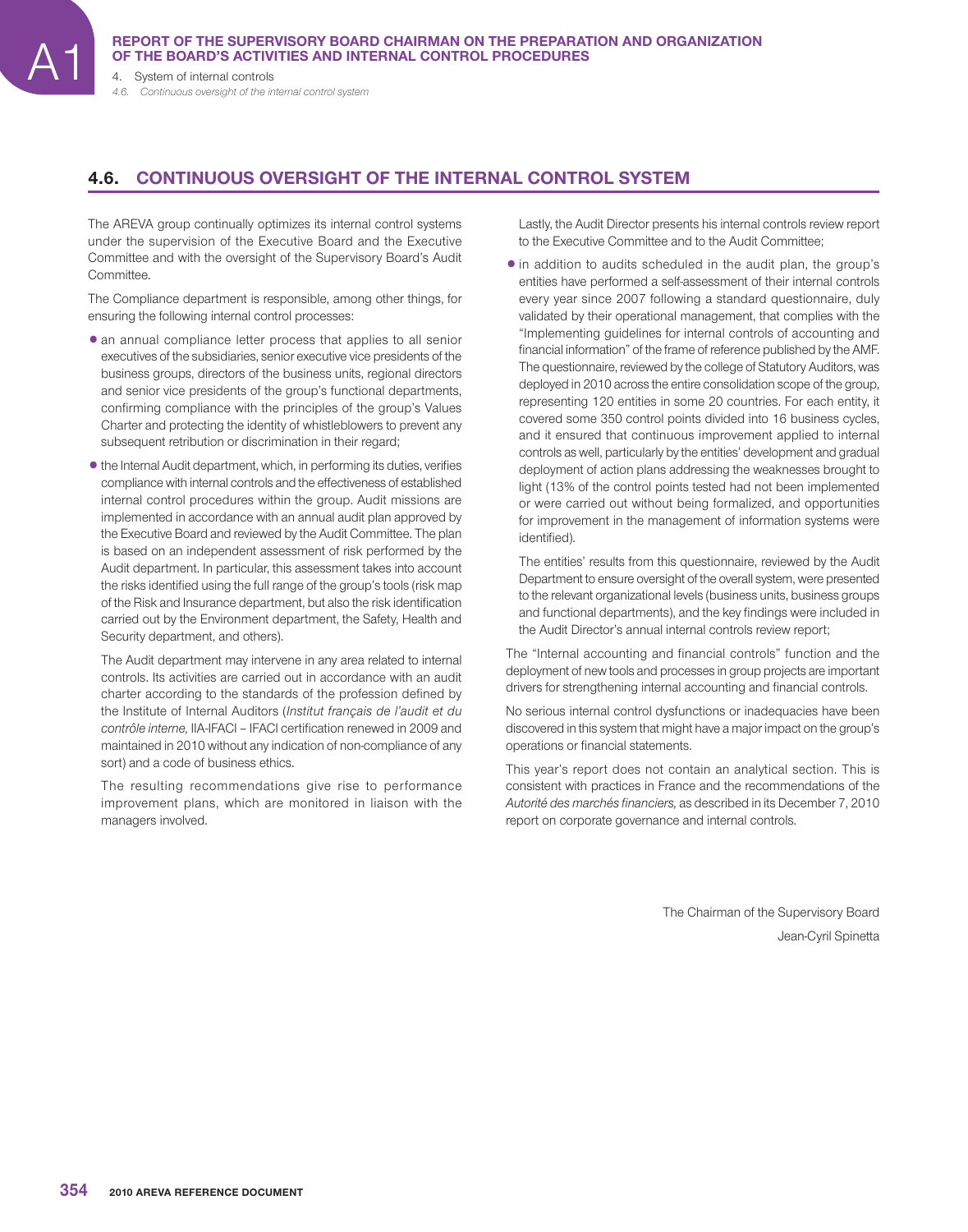## 4.6. CONTINUOUS OVERSIGHT OF THE INTERNAL CONTROL SYSTEM

The AREVA group continually optimizes its internal control systems under the supervision of the Executive Board and the Executive Committee and with the oversight of the Supervisory Board's Audit Committee.

The Compliance department is responsible, among other things, for ensuring the following internal control processes:

- an annual compliance letter process that applies to all senior executives of the subsidiaries, senior executive vice presidents of the business groups, directors of the business units, regional directors and senior vice presidents of the group's functional departments, confirming compliance with the principles of the group's Values Charter and protecting the identity of whistleblowers to prevent any subsequent retribution or discrimination in their regard;
- the Internal Audit department, which, in performing its duties, verifies compliance with internal controls and the effectiveness of established internal control procedures within the group. Audit missions are implemented in accordance with an annual audit plan approved by the Executive Board and reviewed by the Audit Committee. The plan is based on an independent assessment of risk performed by the Audit department. In particular, this assessment takes into account the risks identified using the full range of the group's tools (risk map of the Risk and Insurance department, but also the risk identification carried out by the Environment department, the Safety, Health and Security department, and others).

  The Audit department may intervene in any area related to internal controls. Its activities are carried out in accordance with an audit charter according to the standards of the profession defined by the Institute of Internal Auditors (*Institut français de l'audit et du contrôle interne,* IIA-IFACI – IFACI certification renewed in 2009 and maintained in 2010 without any indication of non-compliance of any sort) and a code of business ethics.

  The resulting recommendations give rise to performance improvement plans, which are monitored in liaison with the managers involved.

  Lastly, the Audit Director presents his internal controls review report to the Executive Committee and to the Audit Committee;
- in addition to audits scheduled in the audit plan, the group's entities have performed a self-assessment of their internal controls every year since 2007 following a standard questionnaire, duly validated by their operational management, that complies with the "Implementing guidelines for internal controls of accounting and financial information" of the frame of reference published by the AMF. The questionnaire, reviewed by the college of Statutory Auditors, was deployed in 2010 across the entire consolidation scope of the group, representing 120 entities in some 20 countries. For each entity, it covered some 350 control points divided into 16 business cycles, and it ensured that continuous improvement applied to internal controls as well, particularly by the entities' development and gradual deployment of action plans addressing the weaknesses brought to light (13% of the control points tested had not been implemented or were carried out without being formalized, and opportunities for improvement in the management of information systems were identified).

  The entities' results from this questionnaire, reviewed by the Audit Department to ensure oversight of the overall system, were presented to the relevant organizational levels (business units, business groups and functional departments), and the key findings were included in the Audit Director's annual internal controls review report;

The "Internal accounting and financial controls" function and the deployment of new tools and processes in group projects are important drivers for strengthening internal accounting and financial controls.

No serious internal control dysfunctions or inadequacies have been discovered in this system that might have a major impact on the group's operations or financial statements.

This year's report does not contain an analytical section. This is consistent with practices in France and the recommendations of the *Autorité des marchés financiers,* as described in its December 7, 2010 report on corporate governance and internal controls.

The Chairman of the Supervisory Board

Jean-Cyril Spinetta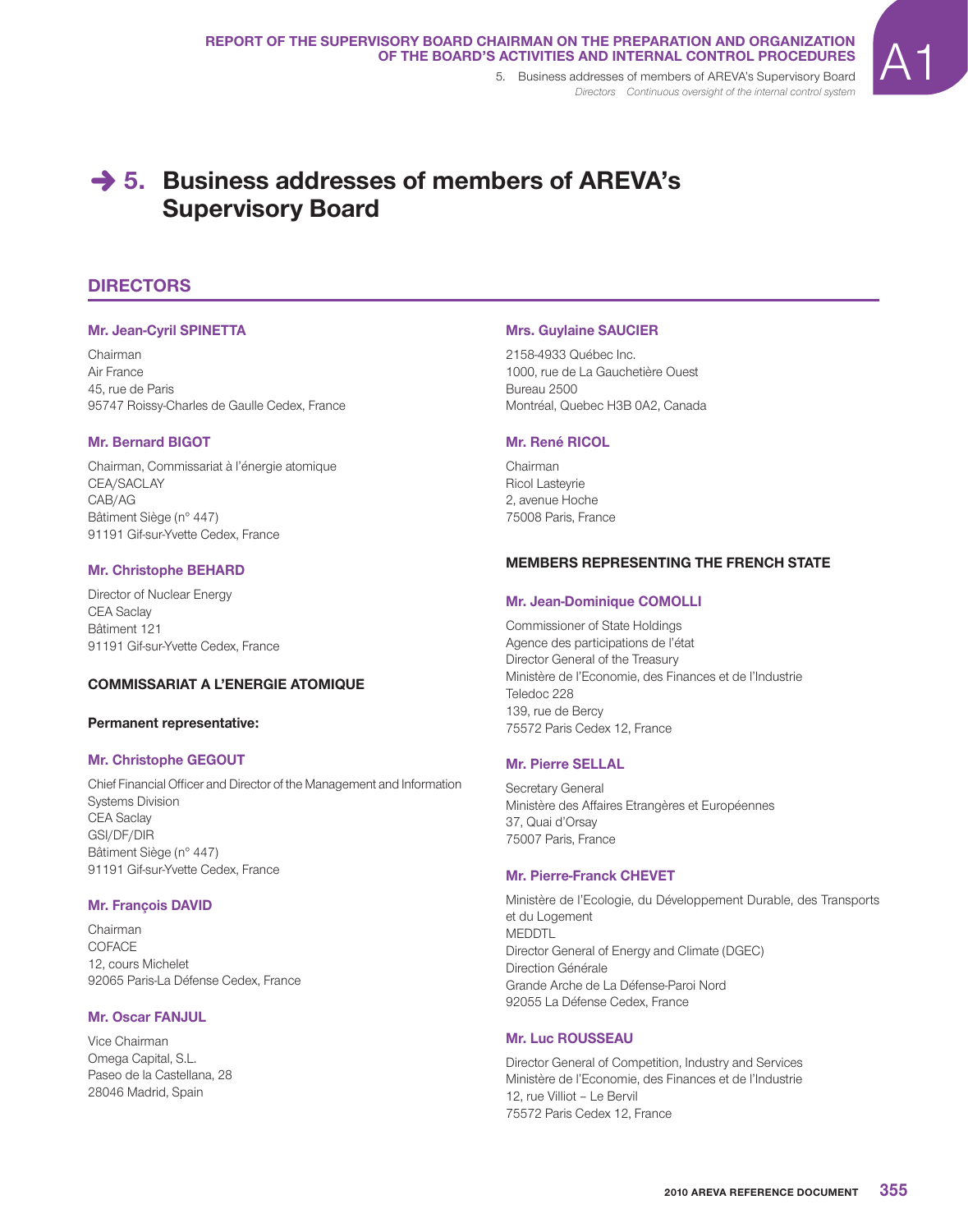# 5. Business addresses of members of AREVA's Supervisory Board

## DIRECTORS

### Mr. Jean-Cyril SPINETTA

Chairman
Air France
45, rue de Paris
95747 Roissy-Charles de Gaulle Cedex, France

### Mr. Bernard BIGOT

Chairman, Commissariat à l'énergie atomique
CEA/SACLAY
CAB/AG
Bâtiment Siège (n° 447)
91191 Gif-sur-Yvette Cedex, France

### Mr. Christophe BEHARD

Director of Nuclear Energy
CEA Saclay
Bâtiment 121
91191 Gif-sur-Yvette Cedex, France

### COMMISSARIAT A L'ENERGIE ATOMIQUE

**Permanent representative:**

### Mr. Christophe GEGOUT

Chief Financial Officer and Director of the Management and Information Systems Division
CEA Saclay
GSI/DF/DIR
Bâtiment Siège (n° 447)
91191 Gif-sur-Yvette Cedex, France

### Mr. François DAVID

Chairman
COFACE
12, cours Michelet
92065 Paris-La Défense Cedex, France

### Mr. Oscar FANJUL

Vice Chairman
Omega Capital, S.L.
Paseo de la Castellana, 28
28046 Madrid, Spain

### Mrs. Guylaine SAUCIER

2158-4933 Québec Inc.
1000, rue de La Gauchetière Ouest
Bureau 2500
Montréal, Quebec H3B 0A2, Canada

### Mr. René RICOL

Chairman
Ricol Lasteyrie
2, avenue Hoche
75008 Paris, France

### MEMBERS REPRESENTING THE FRENCH STATE

### Mr. Jean-Dominique COMOLLI

Commissioner of State Holdings
Agence des participations de l'état
Director General of the Treasury
Ministère de l'Economie, des Finances et de l'Industrie
Teledoc 228
139, rue de Bercy
75572 Paris Cedex 12, France

### Mr. Pierre SELLAL

Secretary General
Ministère des Affaires Etrangères et Européennes
37, Quai d'Orsay
75007 Paris, France

### Mr. Pierre-Franck CHEVET

Ministère de l'Ecologie, du Développement Durable, des Transports et du Logement
MEDDTL
Director General of Energy and Climate (DGEC)
Direction Générale
Grande Arche de La Défense-Paroi Nord
92055 La Défense Cedex, France

### Mr. Luc ROUSSEAU

Director General of Competition, Industry and Services
Ministère de l'Economie, des Finances et de l'Industrie
12, rue Villiot – Le Bervil
75572 Paris Cedex 12, France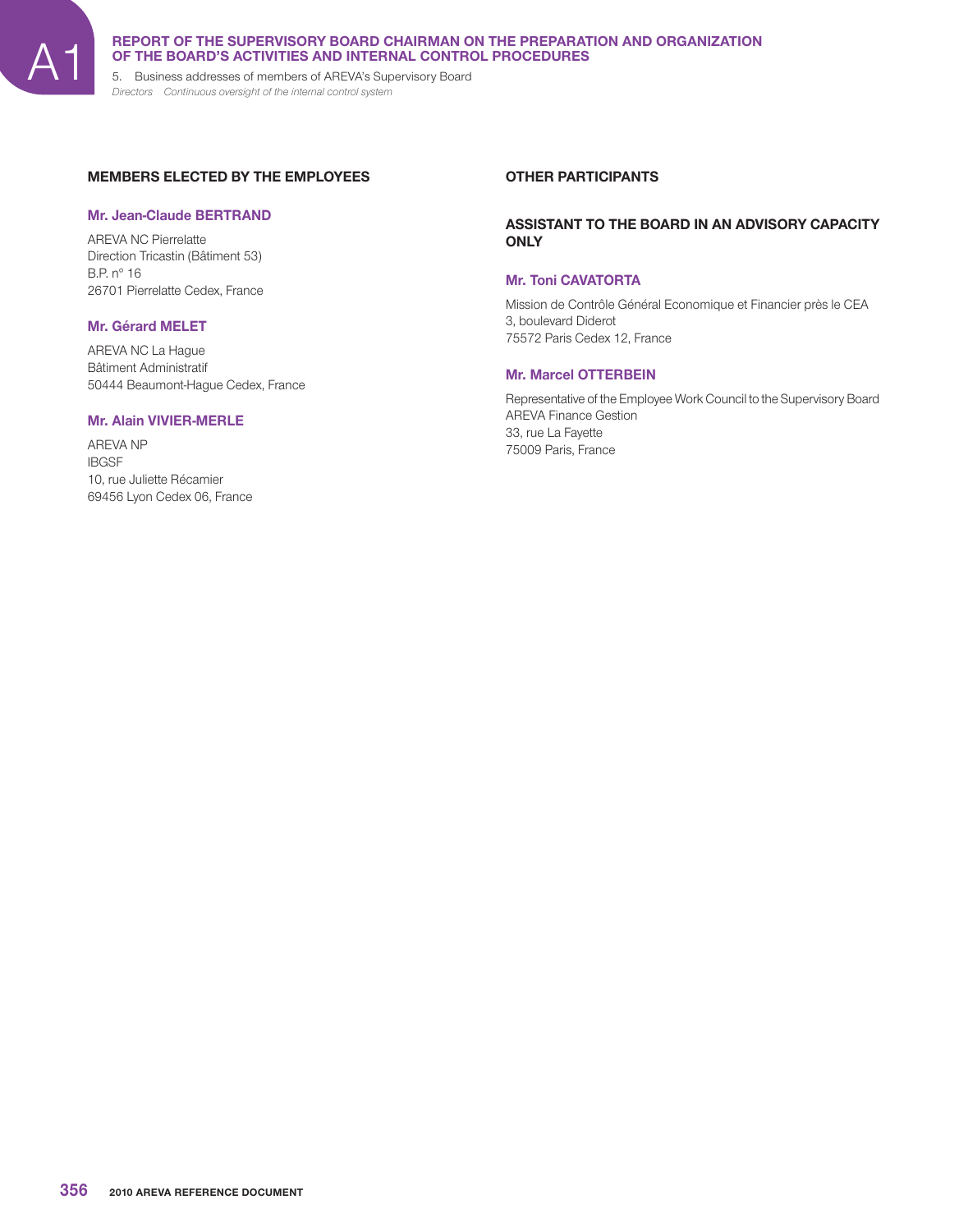## MEMBERS ELECTED BY THE EMPLOYEES

### Mr. Jean-Claude BERTRAND

AREVA NC Pierrelatte
Direction Tricastin (Bâtiment 53)
B.P. n° 16
26701 Pierrelatte Cedex, France

### Mr. Gérard MELET

AREVA NC La Hague
Bâtiment Administratif
50444 Beaumont-Hague Cedex, France

### Mr. Alain VIVIER-MERLE

AREVA NP
IBGSF
10, rue Juliette Récamier
69456 Lyon Cedex 06, France

## OTHER PARTICIPANTS

## ASSISTANT TO THE BOARD IN AN ADVISORY CAPACITY ONLY

### Mr. Toni CAVATORTA

Mission de Contrôle Général Economique et Financier près le CEA
3, boulevard Diderot
75572 Paris Cedex 12, France

### Mr. Marcel OTTERBEIN

Representative of the Employee Work Council to the Supervisory Board
AREVA Finance Gestion
33, rue La Fayette
75009 Paris, France